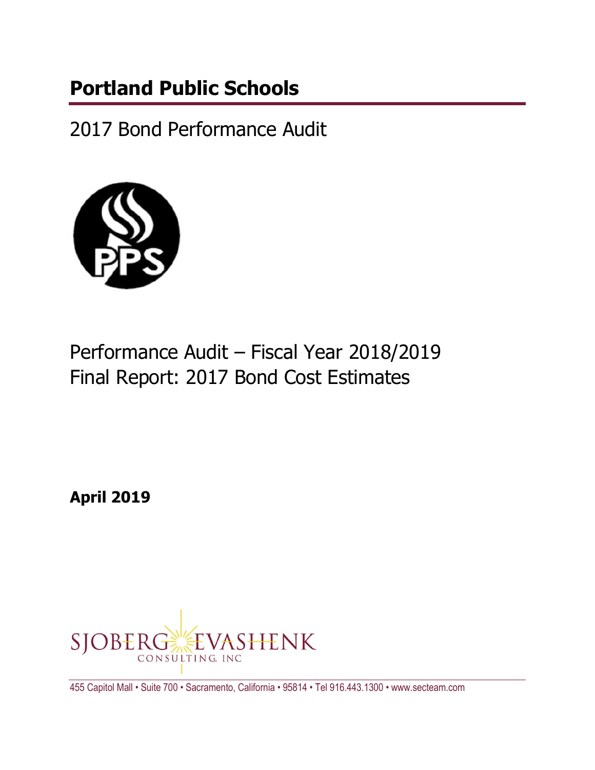# Portland Public Schools

## 2017 Bond Performance Audit

Performance Audit – Fiscal Year 2018/2019
Final Report: 2017 Bond Cost Estimates

**April 2019**

SJOBERG EVASHENK
CONSULTING, INC

455 Capitol Mall • Suite 700 • Sacramento, California • 95814 • Tel 916.443.1300 • www.secteam.com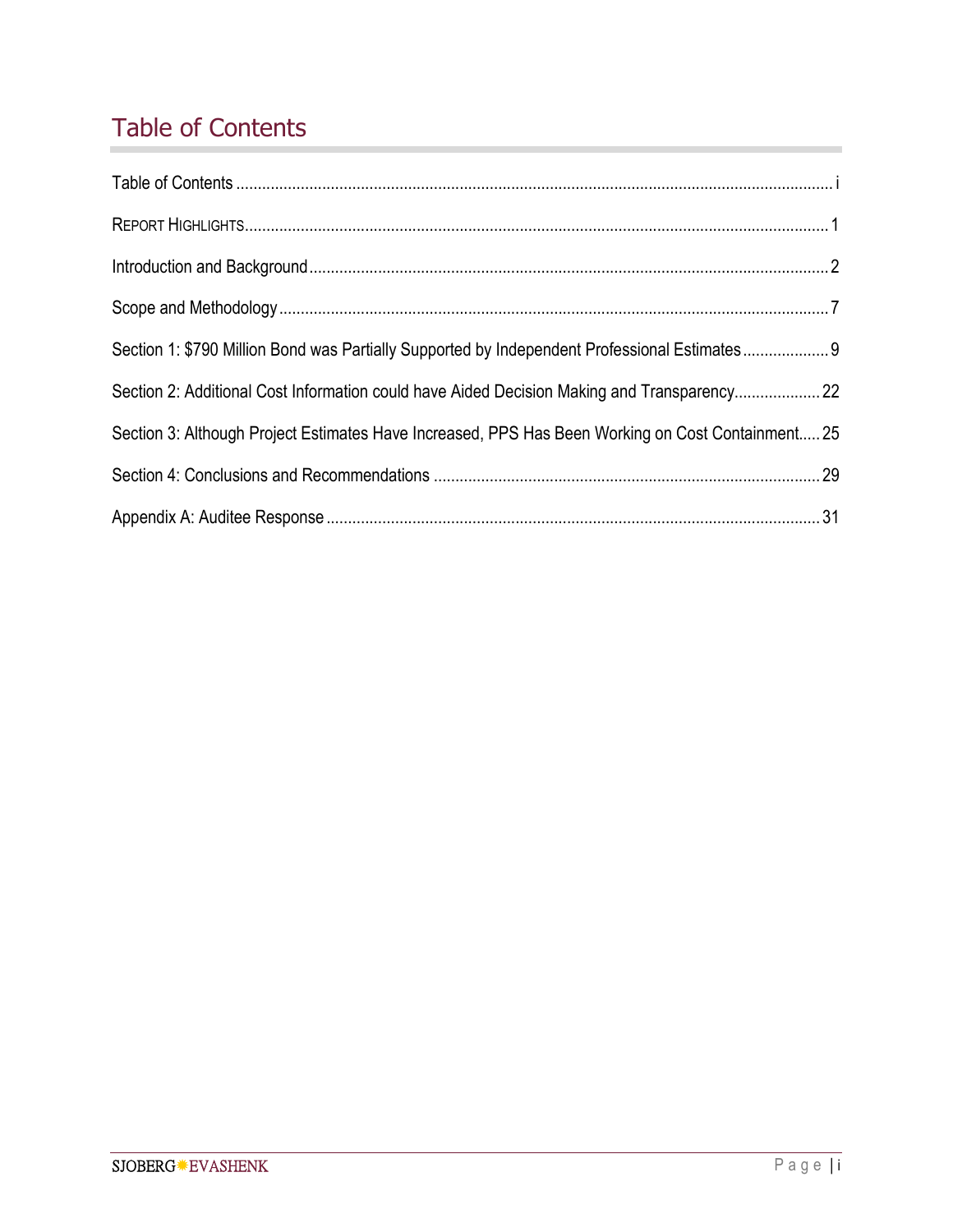# Table of Contents

Table of Contents ........................................................................................................................................... i

REPORT HIGHLIGHTS....................................................................................................................................... 1

Introduction and Background ........................................................................................................................ 2

Scope and Methodology ............................................................................................................................... 7

Section 1: $790 Million Bond was Partially Supported by Independent Professional Estimates .................... 9

Section 2: Additional Cost Information could have Aided Decision Making and Transparency.................... 22

Section 3: Although Project Estimates Have Increased, PPS Has Been Working on Cost Containment..... 25

Section 4: Conclusions and Recommendations .......................................................................................... 29

Appendix A: Auditee Response .................................................................................................................. 31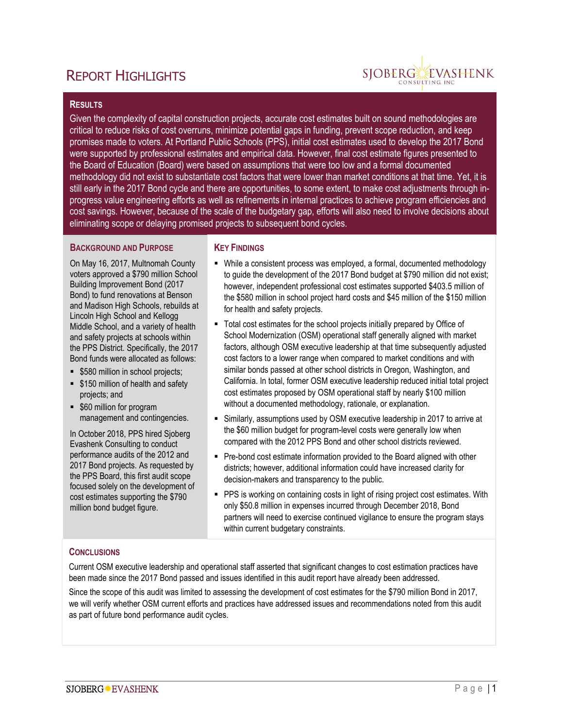# Report Highlights

## Results

Given the complexity of capital construction projects, accurate cost estimates built on sound methodologies are critical to reduce risks of cost overruns, minimize potential gaps in funding, prevent scope reduction, and keep promises made to voters. At Portland Public Schools (PPS), initial cost estimates used to develop the 2017 Bond were supported by professional estimates and empirical data. However, final cost estimate figures presented to the Board of Education (Board) were based on assumptions that were too low and a formal documented methodology did not exist to substantiate cost factors that were lower than market conditions at that time. Yet, it is still early in the 2017 Bond cycle and there are opportunities, to some extent, to make cost adjustments through in-progress value engineering efforts as well as refinements in internal practices to achieve program efficiencies and cost savings. However, because of the scale of the budgetary gap, efforts will also need to involve decisions about eliminating scope or delaying promised projects to subsequent bond cycles.

## Background and Purpose

On May 16, 2017, Multnomah County voters approved a $790 million School Building Improvement Bond (2017 Bond) to fund renovations at Benson and Madison High Schools, rebuilds at Lincoln High School and Kellogg Middle School, and a variety of health and safety projects at schools within the PPS District. Specifically, the 2017 Bond funds were allocated as follows:

- $580 million in school projects;
- $150 million of health and safety projects; and
- $60 million for program management and contingencies.

In October 2018, PPS hired Sjoberg Evashenk Consulting to conduct performance audits of the 2012 and 2017 Bond projects. As requested by the PPS Board, this first audit scope focused solely on the development of cost estimates supporting the $790 million bond budget figure.

## Key Findings

- While a consistent process was employed, a formal, documented methodology to guide the development of the 2017 Bond budget at $790 million did not exist; however, independent professional cost estimates supported $403.5 million of the $580 million in school project hard costs and $45 million of the $150 million for health and safety projects.
- Total cost estimates for the school projects initially prepared by Office of School Modernization (OSM) operational staff generally aligned with market factors, although OSM executive leadership at that time subsequently adjusted cost factors to a lower range when compared to market conditions and with similar bonds passed at other school districts in Oregon, Washington, and California. In total, former OSM executive leadership reduced initial total project cost estimates proposed by OSM operational staff by nearly $100 million without a documented methodology, rationale, or explanation.
- Similarly, assumptions used by OSM executive leadership in 2017 to arrive at the $60 million budget for program-level costs were generally low when compared with the 2012 PPS Bond and other school districts reviewed.
- Pre-bond cost estimate information provided to the Board aligned with other districts; however, additional information could have increased clarity for decision-makers and transparency to the public.
- PPS is working on containing costs in light of rising project cost estimates. With only $50.8 million in expenses incurred through December 2018, Bond partners will need to exercise continued vigilance to ensure the program stays within current budgetary constraints.

## Conclusions

Current OSM executive leadership and operational staff asserted that significant changes to cost estimation practices have been made since the 2017 Bond passed and issues identified in this audit report have already been addressed.

Since the scope of this audit was limited to assessing the development of cost estimates for the $790 million Bond in 2017, we will verify whether OSM current efforts and practices have addressed issues and recommendations noted from this audit as part of future bond performance audit cycles.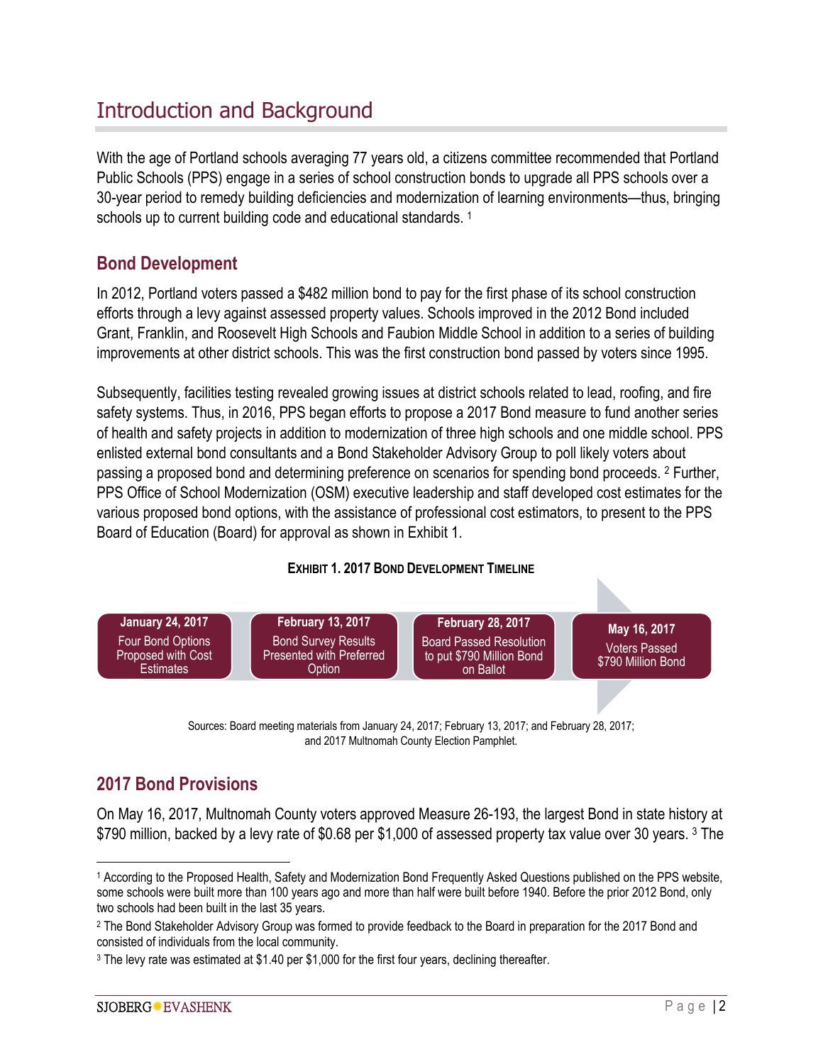# Introduction and Background

With the age of Portland schools averaging 77 years old, a citizens committee recommended that Portland Public Schools (PPS) engage in a series of school construction bonds to upgrade all PPS schools over a 30-year period to remedy building deficiencies and modernization of learning environments—thus, bringing schools up to current building code and educational standards. [1]

## Bond Development

In 2012, Portland voters passed a $482 million bond to pay for the first phase of its school construction efforts through a levy against assessed property values. Schools improved in the 2012 Bond included Grant, Franklin, and Roosevelt High Schools and Faubion Middle School in addition to a series of building improvements at other district schools. This was the first construction bond passed by voters since 1995.

Subsequently, facilities testing revealed growing issues at district schools related to lead, roofing, and fire safety systems. Thus, in 2016, PPS began efforts to propose a 2017 Bond measure to fund another series of health and safety projects in addition to modernization of three high schools and one middle school. PPS enlisted external bond consultants and a Bond Stakeholder Advisory Group to poll likely voters about passing a proposed bond and determining preference on scenarios for spending bond proceeds. [2] Further, PPS Office of School Modernization (OSM) executive leadership and staff developed cost estimates for the various proposed bond options, with the assistance of professional cost estimators, to present to the PPS Board of Education (Board) for approval as shown in Exhibit 1.

**EXHIBIT 1. 2017 BOND DEVELOPMENT TIMELINE**

| January 24, 2017 | February 13, 2017 | February 28, 2017 | May 16, 2017 |
|---|---|---|---|
| Four Bond Options Proposed with Cost Estimates | Bond Survey Results Presented with Preferred Option | Board Passed Resolution to put $790 Million Bond on Ballot | Voters Passed $790 Million Bond |

Sources: Board meeting materials from January 24, 2017; February 13, 2017; and February 28, 2017; and 2017 Multnomah County Election Pamphlet.

## 2017 Bond Provisions

On May 16, 2017, Multnomah County voters approved Measure 26-193, the largest Bond in state history at $790 million, backed by a levy rate of $0.68 per $1,000 of assessed property tax value over 30 years. [3] The

---

[1] According to the Proposed Health, Safety and Modernization Bond Frequently Asked Questions published on the PPS website, some schools were built more than 100 years ago and more than half were built before 1940. Before the prior 2012 Bond, only two schools had been built in the last 35 years.

[2] The Bond Stakeholder Advisory Group was formed to provide feedback to the Board in preparation for the 2017 Bond and consisted of individuals from the local community.

[3] The levy rate was estimated at $1.40 per $1,000 for the first four years, declining thereafter.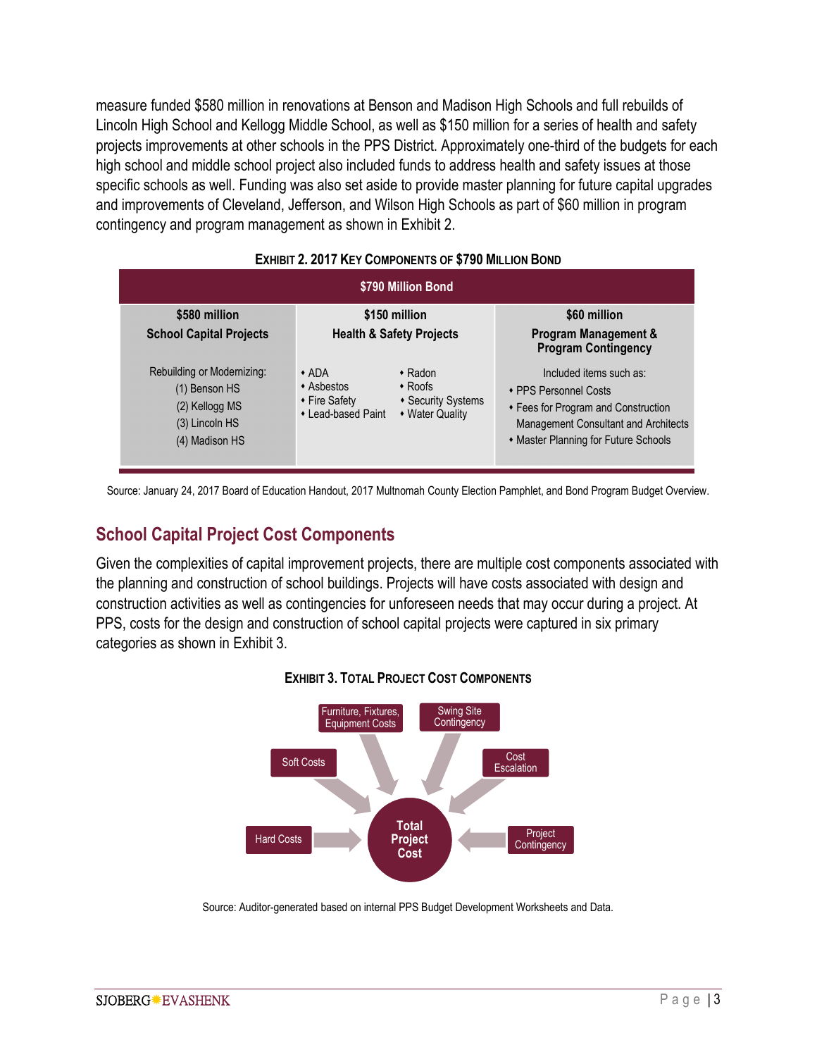measure funded $580 million in renovations at Benson and Madison High Schools and full rebuilds of Lincoln High School and Kellogg Middle School, as well as $150 million for a series of health and safety projects improvements at other schools in the PPS District. Approximately one-third of the budgets for each high school and middle school project also included funds to address health and safety issues at those specific schools as well. Funding was also set aside to provide master planning for future capital upgrades and improvements of Cleveland, Jefferson, and Wilson High Schools as part of $60 million in program contingency and program management as shown in Exhibit 2.

**EXHIBIT 2. 2017 KEY COMPONENTS OF $790 MILLION BOND**

| $790 Million Bond | | |
|---|---|---|
| **$580 million**<br>**School Capital Projects** | **$150 million**<br>**Health & Safety Projects** | **$60 million**<br>**Program Management & Program Contingency** |
| Rebuilding or Modernizing:<br>(1) Benson HS<br>(2) Kellogg MS<br>(3) Lincoln HS<br>(4) Madison HS | • ADA<br>• Asbestos<br>• Fire Safety<br>• Lead-based Paint<br>• Radon<br>• Roofs<br>• Security Systems<br>• Water Quality | Included items such as:<br>• PPS Personnel Costs<br>• Fees for Program and Construction Management Consultant and Architects<br>• Master Planning for Future Schools |

Source: January 24, 2017 Board of Education Handout, 2017 Multnomah County Election Pamphlet, and Bond Program Budget Overview.

## School Capital Project Cost Components

Given the complexities of capital improvement projects, there are multiple cost components associated with the planning and construction of school buildings. Projects will have costs associated with design and construction activities as well as contingencies for unforeseen needs that may occur during a project. At PPS, costs for the design and construction of school capital projects were captured in six primary categories as shown in Exhibit 3.

**EXHIBIT 3. TOTAL PROJECT COST COMPONENTS**

Hard Costs → Total Project Cost
Soft Costs → Total Project Cost
Furniture, Fixtures, Equipment Costs → Total Project Cost
Swing Site Contingency → Total Project Cost
Cost Escalation → Total Project Cost
Project Contingency → Total Project Cost

Source: Auditor-generated based on internal PPS Budget Development Worksheets and Data.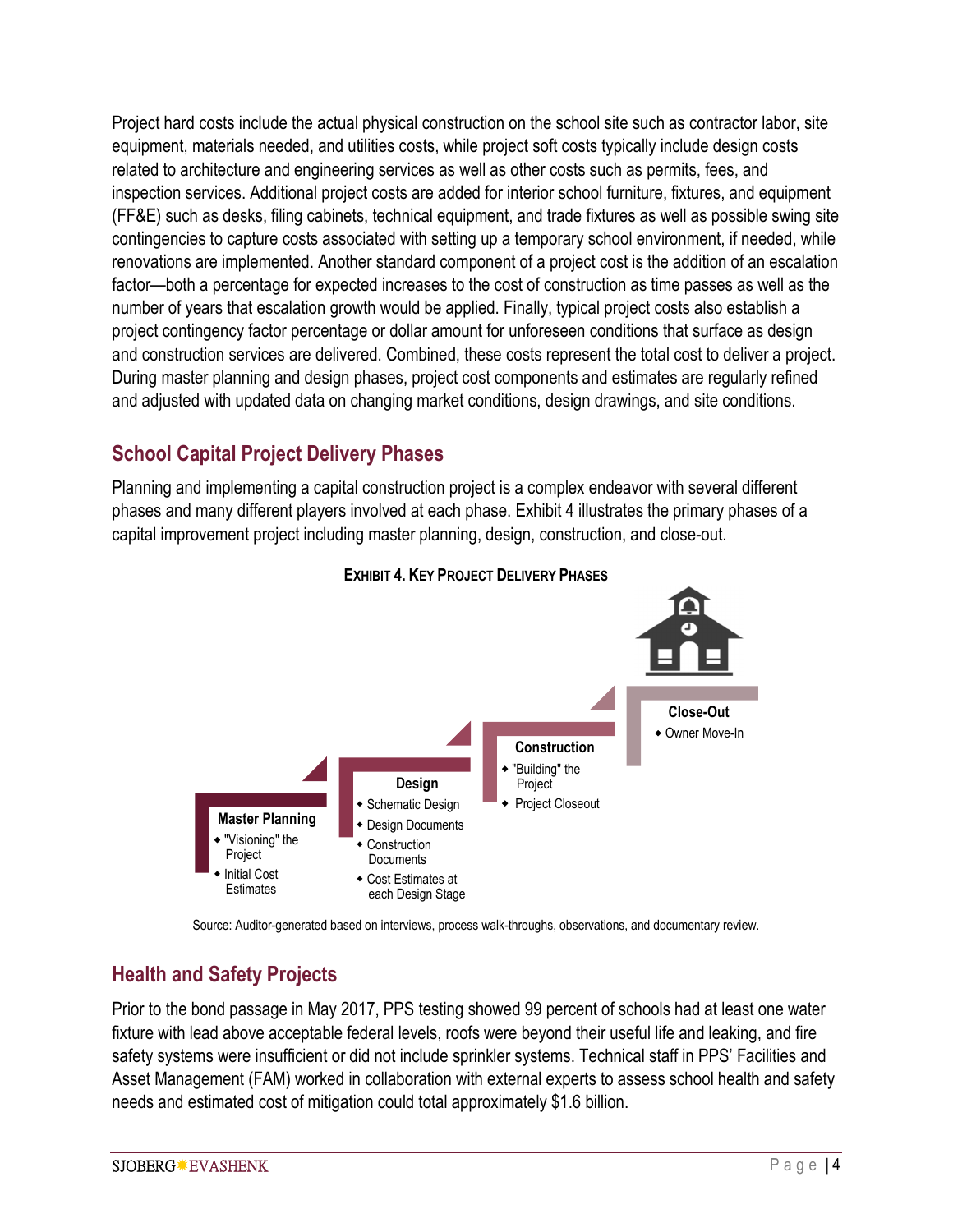Project hard costs include the actual physical construction on the school site such as contractor labor, site equipment, materials needed, and utilities costs, while project soft costs typically include design costs related to architecture and engineering services as well as other costs such as permits, fees, and inspection services. Additional project costs are added for interior school furniture, fixtures, and equipment (FF&E) such as desks, filing cabinets, technical equipment, and trade fixtures as well as possible swing site contingencies to capture costs associated with setting up a temporary school environment, if needed, while renovations are implemented. Another standard component of a project cost is the addition of an escalation factor—both a percentage for expected increases to the cost of construction as time passes as well as the number of years that escalation growth would be applied. Finally, typical project costs also establish a project contingency factor percentage or dollar amount for unforeseen conditions that surface as design and construction services are delivered. Combined, these costs represent the total cost to deliver a project. During master planning and design phases, project cost components and estimates are regularly refined and adjusted with updated data on changing market conditions, design drawings, and site conditions.

## School Capital Project Delivery Phases

Planning and implementing a capital construction project is a complex endeavor with several different phases and many different players involved at each phase. Exhibit 4 illustrates the primary phases of a capital improvement project including master planning, design, construction, and close-out.

**EXHIBIT 4. KEY PROJECT DELIVERY PHASES**

**Master Planning**
- "Visioning" the Project
- Initial Cost Estimates

**Design**
- Schematic Design
- Design Documents
- Construction Documents
- Cost Estimates at each Design Stage

**Construction**
- "Building" the Project
- Project Closeout

**Close-Out**
- Owner Move-In

Source: Auditor-generated based on interviews, process walk-throughs, observations, and documentary review.

## Health and Safety Projects

Prior to the bond passage in May 2017, PPS testing showed 99 percent of schools had at least one water fixture with lead above acceptable federal levels, roofs were beyond their useful life and leaking, and fire safety systems were insufficient or did not include sprinkler systems. Technical staff in PPS' Facilities and Asset Management (FAM) worked in collaboration with external experts to assess school health and safety needs and estimated cost of mitigation could total approximately $1.6 billion.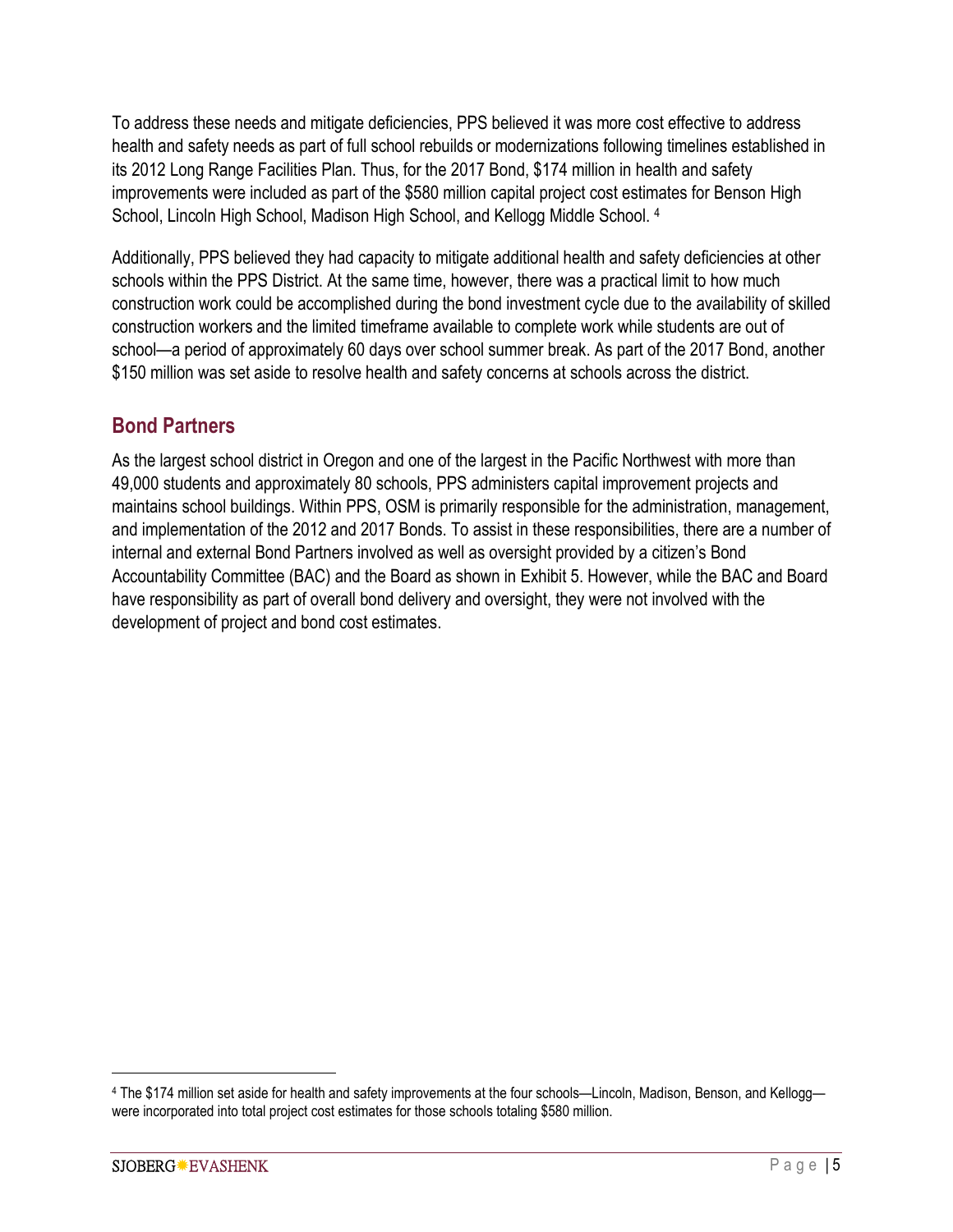To address these needs and mitigate deficiencies, PPS believed it was more cost effective to address health and safety needs as part of full school rebuilds or modernizations following timelines established in its 2012 Long Range Facilities Plan. Thus, for the 2017 Bond, $174 million in health and safety improvements were included as part of the $580 million capital project cost estimates for Benson High School, Lincoln High School, Madison High School, and Kellogg Middle School. [4]

Additionally, PPS believed they had capacity to mitigate additional health and safety deficiencies at other schools within the PPS District. At the same time, however, there was a practical limit to how much construction work could be accomplished during the bond investment cycle due to the availability of skilled construction workers and the limited timeframe available to complete work while students are out of school—a period of approximately 60 days over school summer break. As part of the 2017 Bond, another $150 million was set aside to resolve health and safety concerns at schools across the district.

## Bond Partners

As the largest school district in Oregon and one of the largest in the Pacific Northwest with more than 49,000 students and approximately 80 schools, PPS administers capital improvement projects and maintains school buildings. Within PPS, OSM is primarily responsible for the administration, management, and implementation of the 2012 and 2017 Bonds. To assist in these responsibilities, there are a number of internal and external Bond Partners involved as well as oversight provided by a citizen's Bond Accountability Committee (BAC) and the Board as shown in Exhibit 5. However, while the BAC and Board have responsibility as part of overall bond delivery and oversight, they were not involved with the development of project and bond cost estimates.

[4] The $174 million set aside for health and safety improvements at the four schools—Lincoln, Madison, Benson, and Kellogg—were incorporated into total project cost estimates for those schools totaling $580 million.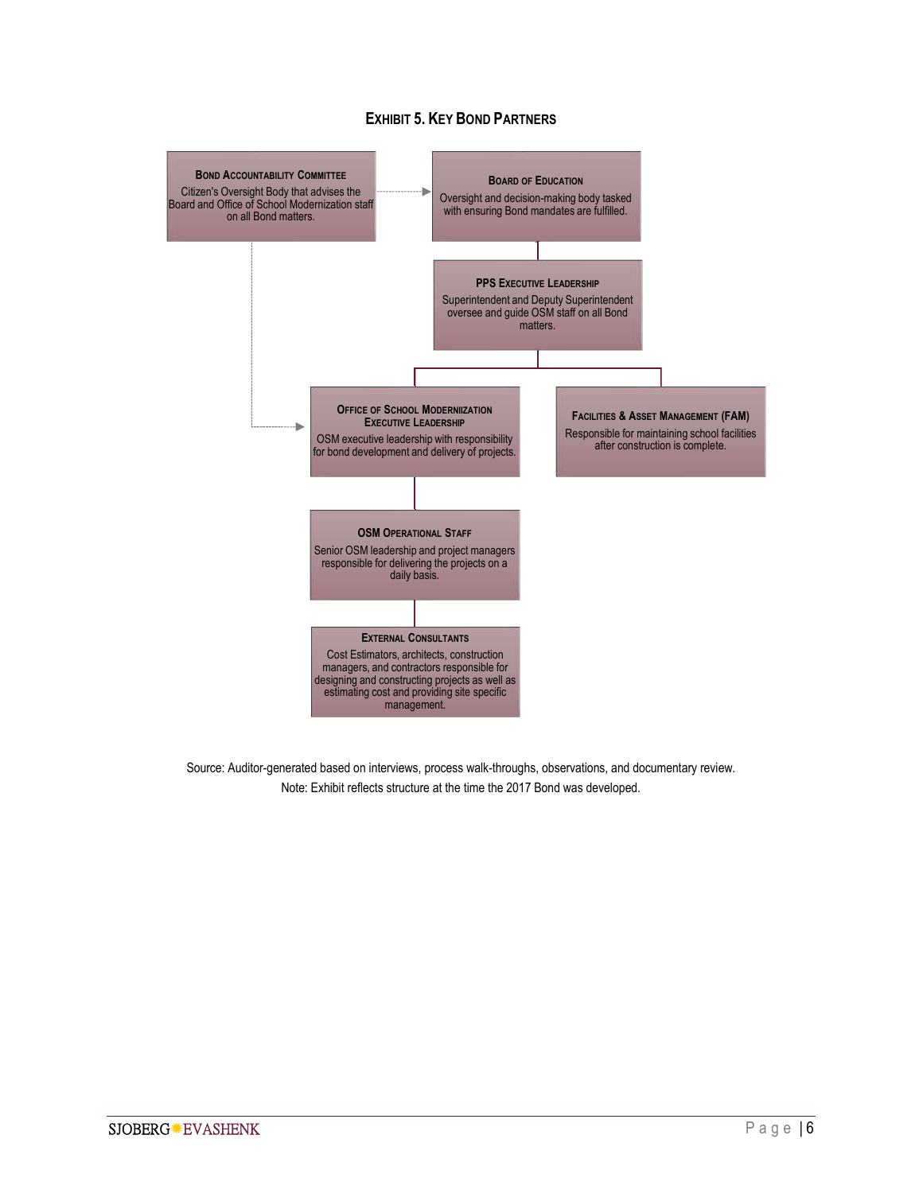**EXHIBIT 5. KEY BOND PARTNERS**

**BOND ACCOUNTABILITY COMMITTEE**
Citizen's Oversight Body that advises the Board and Office of School Modernization staff on all Bond matters.

**BOARD OF EDUCATION**
Oversight and decision-making body tasked with ensuring Bond mandates are fulfilled.

**PPS EXECUTIVE LEADERSHIP**
Superintendent and Deputy Superintendent oversee and guide OSM staff on all Bond matters.

**OFFICE OF SCHOOL MODERNIIZATION EXECUTIVE LEADERSHIP**
OSM executive leadership with responsibility for bond development and delivery of projects.

**FACILITIES & ASSET MANAGEMENT (FAM)**
Responsible for maintaining school facilities after construction is complete.

**OSM OPERATIONAL STAFF**
Senior OSM leadership and project managers responsible for delivering the projects on a daily basis.

**EXTERNAL CONSULTANTS**
Cost Estimators, architects, construction managers, and contractors responsible for designing and constructing projects as well as estimating cost and providing site specific management.

Source: Auditor-generated based on interviews, process walk-throughs, observations, and documentary review.
Note: Exhibit reflects structure at the time the 2017 Bond was developed.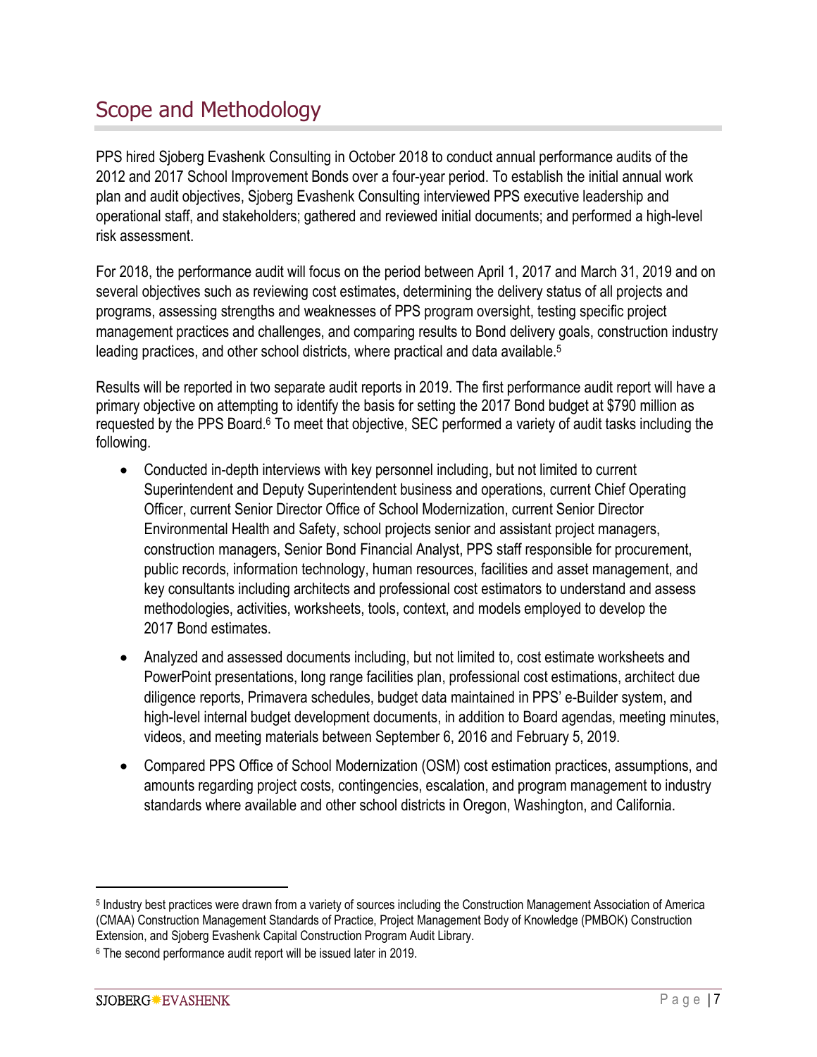# Scope and Methodology

PPS hired Sjoberg Evashenk Consulting in October 2018 to conduct annual performance audits of the 2012 and 2017 School Improvement Bonds over a four-year period. To establish the initial annual work plan and audit objectives, Sjoberg Evashenk Consulting interviewed PPS executive leadership and operational staff, and stakeholders; gathered and reviewed initial documents; and performed a high-level risk assessment.

For 2018, the performance audit will focus on the period between April 1, 2017 and March 31, 2019 and on several objectives such as reviewing cost estimates, determining the delivery status of all projects and programs, assessing strengths and weaknesses of PPS program oversight, testing specific project management practices and challenges, and comparing results to Bond delivery goals, construction industry leading practices, and other school districts, where practical and data available.[5]

Results will be reported in two separate audit reports in 2019. The first performance audit report will have a primary objective on attempting to identify the basis for setting the 2017 Bond budget at $790 million as requested by the PPS Board.[6] To meet that objective, SEC performed a variety of audit tasks including the following.

- Conducted in-depth interviews with key personnel including, but not limited to current Superintendent and Deputy Superintendent business and operations, current Chief Operating Officer, current Senior Director Office of School Modernization, current Senior Director Environmental Health and Safety, school projects senior and assistant project managers, construction managers, Senior Bond Financial Analyst, PPS staff responsible for procurement, public records, information technology, human resources, facilities and asset management, and key consultants including architects and professional cost estimators to understand and assess methodologies, activities, worksheets, tools, context, and models employed to develop the 2017 Bond estimates.
- Analyzed and assessed documents including, but not limited to, cost estimate worksheets and PowerPoint presentations, long range facilities plan, professional cost estimations, architect due diligence reports, Primavera schedules, budget data maintained in PPS' e-Builder system, and high-level internal budget development documents, in addition to Board agendas, meeting minutes, videos, and meeting materials between September 6, 2016 and February 5, 2019.
- Compared PPS Office of School Modernization (OSM) cost estimation practices, assumptions, and amounts regarding project costs, contingencies, escalation, and program management to industry standards where available and other school districts in Oregon, Washington, and California.

---

[5] Industry best practices were drawn from a variety of sources including the Construction Management Association of America (CMAA) Construction Management Standards of Practice, Project Management Body of Knowledge (PMBOK) Construction Extension, and Sjoberg Evashenk Capital Construction Program Audit Library.

[6] The second performance audit report will be issued later in 2019.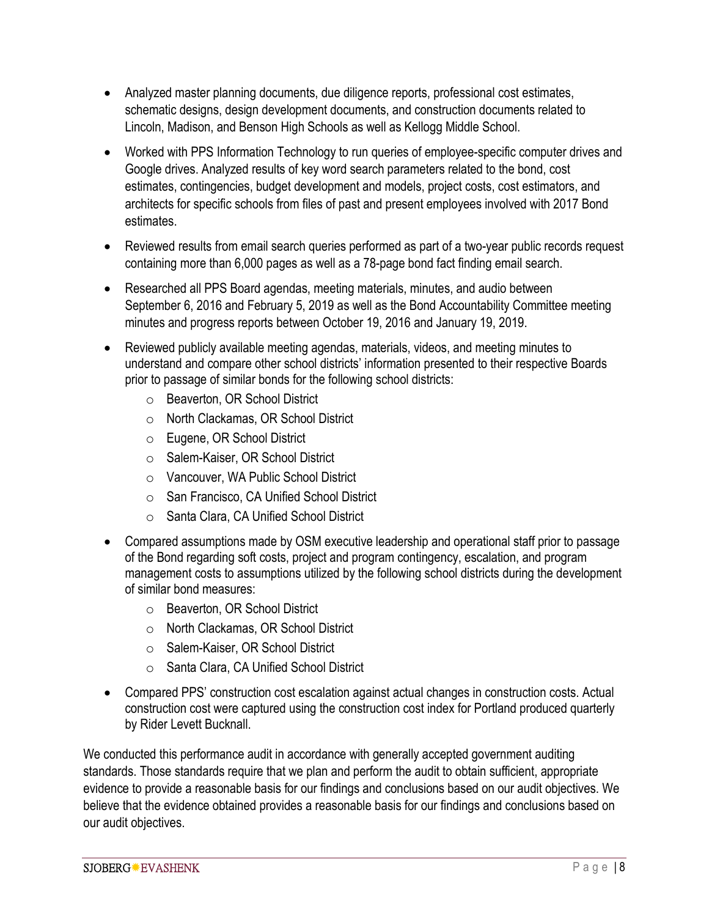- Analyzed master planning documents, due diligence reports, professional cost estimates, schematic designs, design development documents, and construction documents related to Lincoln, Madison, and Benson High Schools as well as Kellogg Middle School.
- Worked with PPS Information Technology to run queries of employee-specific computer drives and Google drives. Analyzed results of key word search parameters related to the bond, cost estimates, contingencies, budget development and models, project costs, cost estimators, and architects for specific schools from files of past and present employees involved with 2017 Bond estimates.
- Reviewed results from email search queries performed as part of a two-year public records request containing more than 6,000 pages as well as a 78-page bond fact finding email search.
- Researched all PPS Board agendas, meeting materials, minutes, and audio between September 6, 2016 and February 5, 2019 as well as the Bond Accountability Committee meeting minutes and progress reports between October 19, 2016 and January 19, 2019.
- Reviewed publicly available meeting agendas, materials, videos, and meeting minutes to understand and compare other school districts' information presented to their respective Boards prior to passage of similar bonds for the following school districts:
  - Beaverton, OR School District
  - North Clackamas, OR School District
  - Eugene, OR School District
  - Salem-Kaiser, OR School District
  - Vancouver, WA Public School District
  - San Francisco, CA Unified School District
  - Santa Clara, CA Unified School District
- Compared assumptions made by OSM executive leadership and operational staff prior to passage of the Bond regarding soft costs, project and program contingency, escalation, and program management costs to assumptions utilized by the following school districts during the development of similar bond measures:
  - Beaverton, OR School District
  - North Clackamas, OR School District
  - Salem-Kaiser, OR School District
  - Santa Clara, CA Unified School District
- Compared PPS' construction cost escalation against actual changes in construction costs. Actual construction cost were captured using the construction cost index for Portland produced quarterly by Rider Levett Bucknall.

We conducted this performance audit in accordance with generally accepted government auditing standards. Those standards require that we plan and perform the audit to obtain sufficient, appropriate evidence to provide a reasonable basis for our findings and conclusions based on our audit objectives. We believe that the evidence obtained provides a reasonable basis for our findings and conclusions based on our audit objectives.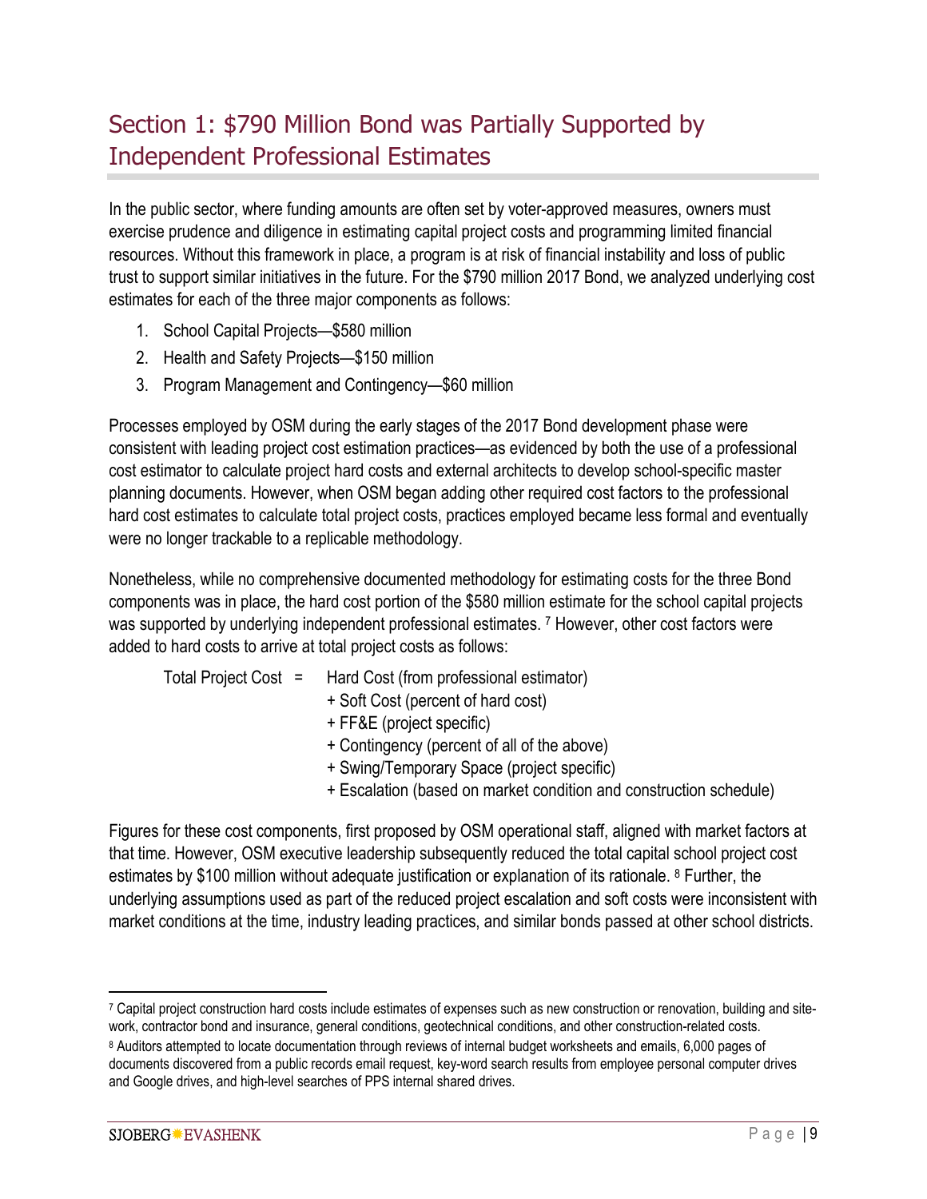## Section 1: $790 Million Bond was Partially Supported by Independent Professional Estimates

In the public sector, where funding amounts are often set by voter-approved measures, owners must exercise prudence and diligence in estimating capital project costs and programming limited financial resources. Without this framework in place, a program is at risk of financial instability and loss of public trust to support similar initiatives in the future. For the $790 million 2017 Bond, we analyzed underlying cost estimates for each of the three major components as follows:

1. School Capital Projects—$580 million
2. Health and Safety Projects—$150 million
3. Program Management and Contingency—$60 million

Processes employed by OSM during the early stages of the 2017 Bond development phase were consistent with leading project cost estimation practices—as evidenced by both the use of a professional cost estimator to calculate project hard costs and external architects to develop school-specific master planning documents. However, when OSM began adding other required cost factors to the professional hard cost estimates to calculate total project costs, practices employed became less formal and eventually were no longer trackable to a replicable methodology.

Nonetheless, while no comprehensive documented methodology for estimating costs for the three Bond components was in place, the hard cost portion of the $580 million estimate for the school capital projects was supported by underlying independent professional estimates. [7] However, other cost factors were added to hard costs to arrive at total project costs as follows:

Total Project Cost = Hard Cost (from professional estimator)
+ Soft Cost (percent of hard cost)
+ FF&E (project specific)
+ Contingency (percent of all of the above)
+ Swing/Temporary Space (project specific)
+ Escalation (based on market condition and construction schedule)

Figures for these cost components, first proposed by OSM operational staff, aligned with market factors at that time. However, OSM executive leadership subsequently reduced the total capital school project cost estimates by $100 million without adequate justification or explanation of its rationale. [8] Further, the underlying assumptions used as part of the reduced project escalation and soft costs were inconsistent with market conditions at the time, industry leading practices, and similar bonds passed at other school districts.

---

[7] Capital project construction hard costs include estimates of expenses such as new construction or renovation, building and site-work, contractor bond and insurance, general conditions, geotechnical conditions, and other construction-related costs.

[8] Auditors attempted to locate documentation through reviews of internal budget worksheets and emails, 6,000 pages of documents discovered from a public records email request, key-word search results from employee personal computer drives and Google drives, and high-level searches of PPS internal shared drives.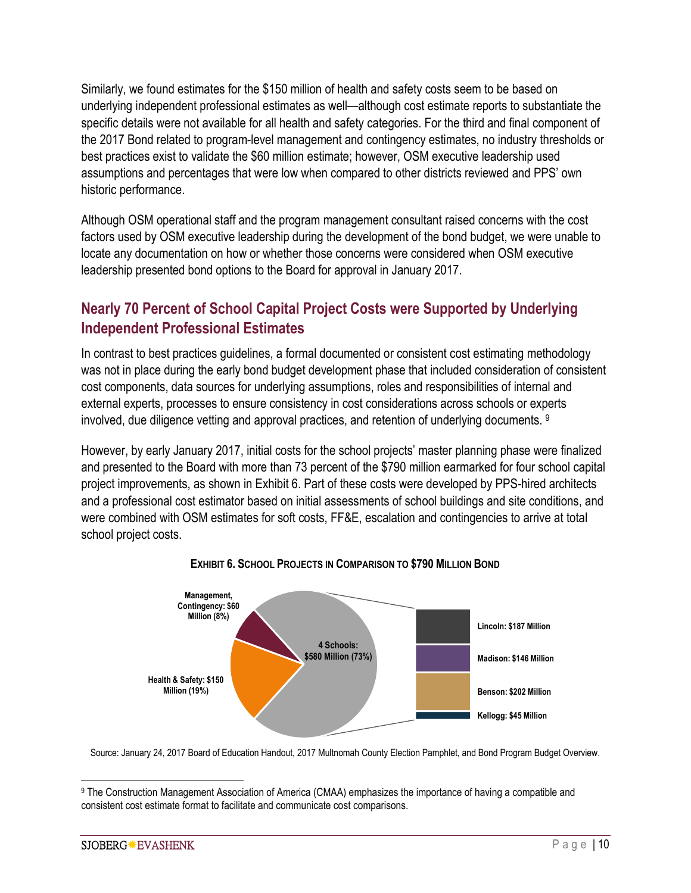Similarly, we found estimates for the $150 million of health and safety costs seem to be based on underlying independent professional estimates as well—although cost estimate reports to substantiate the specific details were not available for all health and safety categories. For the third and final component of the 2017 Bond related to program-level management and contingency estimates, no industry thresholds or best practices exist to validate the $60 million estimate; however, OSM executive leadership used assumptions and percentages that were low when compared to other districts reviewed and PPS' own historic performance.

Although OSM operational staff and the program management consultant raised concerns with the cost factors used by OSM executive leadership during the development of the bond budget, we were unable to locate any documentation on how or whether those concerns were considered when OSM executive leadership presented bond options to the Board for approval in January 2017.

## Nearly 70 Percent of School Capital Project Costs were Supported by Underlying Independent Professional Estimates

In contrast to best practices guidelines, a formal documented or consistent cost estimating methodology was not in place during the early bond budget development phase that included consideration of consistent cost components, data sources for underlying assumptions, roles and responsibilities of internal and external experts, processes to ensure consistency in cost considerations across schools or experts involved, due diligence vetting and approval practices, and retention of underlying documents. [9]

However, by early January 2017, initial costs for the school projects' master planning phase were finalized and presented to the Board with more than 73 percent of the $790 million earmarked for four school capital project improvements, as shown in Exhibit 6. Part of these costs were developed by PPS-hired architects and a professional cost estimator based on initial assessments of school buildings and site conditions, and were combined with OSM estimates for soft costs, FF&E, escalation and contingencies to arrive at total school project costs.

**EXHIBIT 6. SCHOOL PROJECTS IN COMPARISON TO $790 MILLION BOND**

| Component | Amount |
|---|---|
| 4 Schools | $580 Million (73%) |
| Health & Safety | $150 Million (19%) |
| Management, Contingency | $60 Million (8%) |

| School | Amount |
|---|---|
| Lincoln | $187 Million |
| Madison | $146 Million |
| Benson | $202 Million |
| Kellogg | $45 Million |

Source: January 24, 2017 Board of Education Handout, 2017 Multnomah County Election Pamphlet, and Bond Program Budget Overview.

[9] The Construction Management Association of America (CMAA) emphasizes the importance of having a compatible and consistent cost estimate format to facilitate and communicate cost comparisons.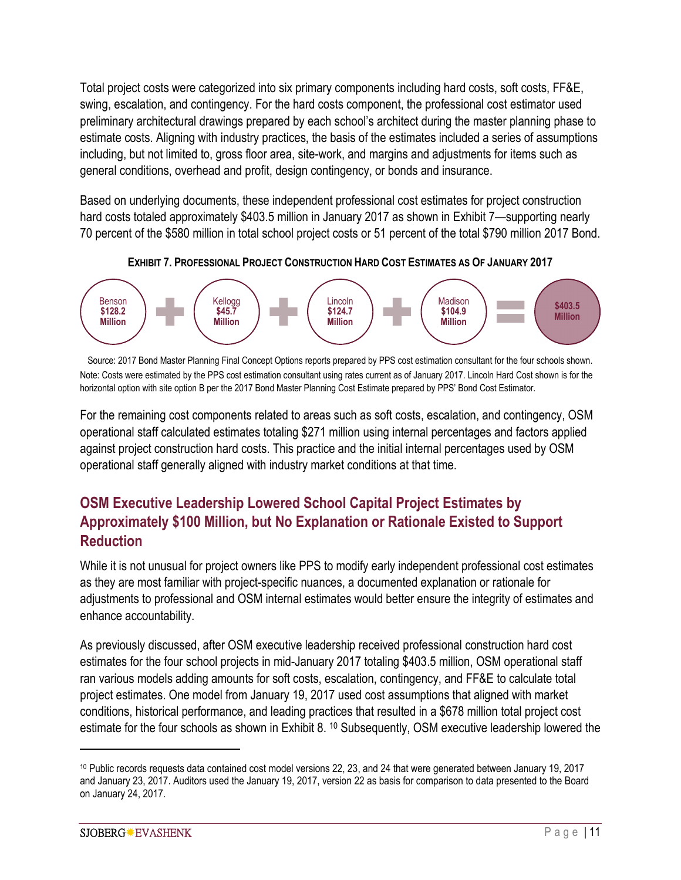Total project costs were categorized into six primary components including hard costs, soft costs, FF&E, swing, escalation, and contingency. For the hard costs component, the professional cost estimator used preliminary architectural drawings prepared by each school's architect during the master planning phase to estimate costs. Aligning with industry practices, the basis of the estimates included a series of assumptions including, but not limited to, gross floor area, site-work, and margins and adjustments for items such as general conditions, overhead and profit, design contingency, or bonds and insurance.

Based on underlying documents, these independent professional cost estimates for project construction hard costs totaled approximately $403.5 million in January 2017 as shown in Exhibit 7—supporting nearly 70 percent of the $580 million in total school project costs or 51 percent of the total $790 million 2017 Bond.

**EXHIBIT 7. PROFESSIONAL PROJECT CONSTRUCTION HARD COST ESTIMATES AS OF JANUARY 2017**

Benson **$128.2 Million** + Kellogg **$45.7 Million** + Lincoln **$124.7 Million** + Madison **$104.9 Million** = **$403.5 Million**

Source: 2017 Bond Master Planning Final Concept Options reports prepared by PPS cost estimation consultant for the four schools shown.
Note: Costs were estimated by the PPS cost estimation consultant using rates current as of January 2017. Lincoln Hard Cost shown is for the horizontal option with site option B per the 2017 Bond Master Planning Cost Estimate prepared by PPS' Bond Cost Estimator.

For the remaining cost components related to areas such as soft costs, escalation, and contingency, OSM operational staff calculated estimates totaling $271 million using internal percentages and factors applied against project construction hard costs. This practice and the initial internal percentages used by OSM operational staff generally aligned with industry market conditions at that time.

## OSM Executive Leadership Lowered School Capital Project Estimates by Approximately $100 Million, but No Explanation or Rationale Existed to Support Reduction

While it is not unusual for project owners like PPS to modify early independent professional cost estimates as they are most familiar with project-specific nuances, a documented explanation or rationale for adjustments to professional and OSM internal estimates would better ensure the integrity of estimates and enhance accountability.

As previously discussed, after OSM executive leadership received professional construction hard cost estimates for the four school projects in mid-January 2017 totaling $403.5 million, OSM operational staff ran various models adding amounts for soft costs, escalation, contingency, and FF&E to calculate total project estimates. One model from January 19, 2017 used cost assumptions that aligned with market conditions, historical performance, and leading practices that resulted in a $678 million total project cost estimate for the four schools as shown in Exhibit 8. [10] Subsequently, OSM executive leadership lowered the

[10] Public records requests data contained cost model versions 22, 23, and 24 that were generated between January 19, 2017 and January 23, 2017. Auditors used the January 19, 2017, version 22 as basis for comparison to data presented to the Board on January 24, 2017.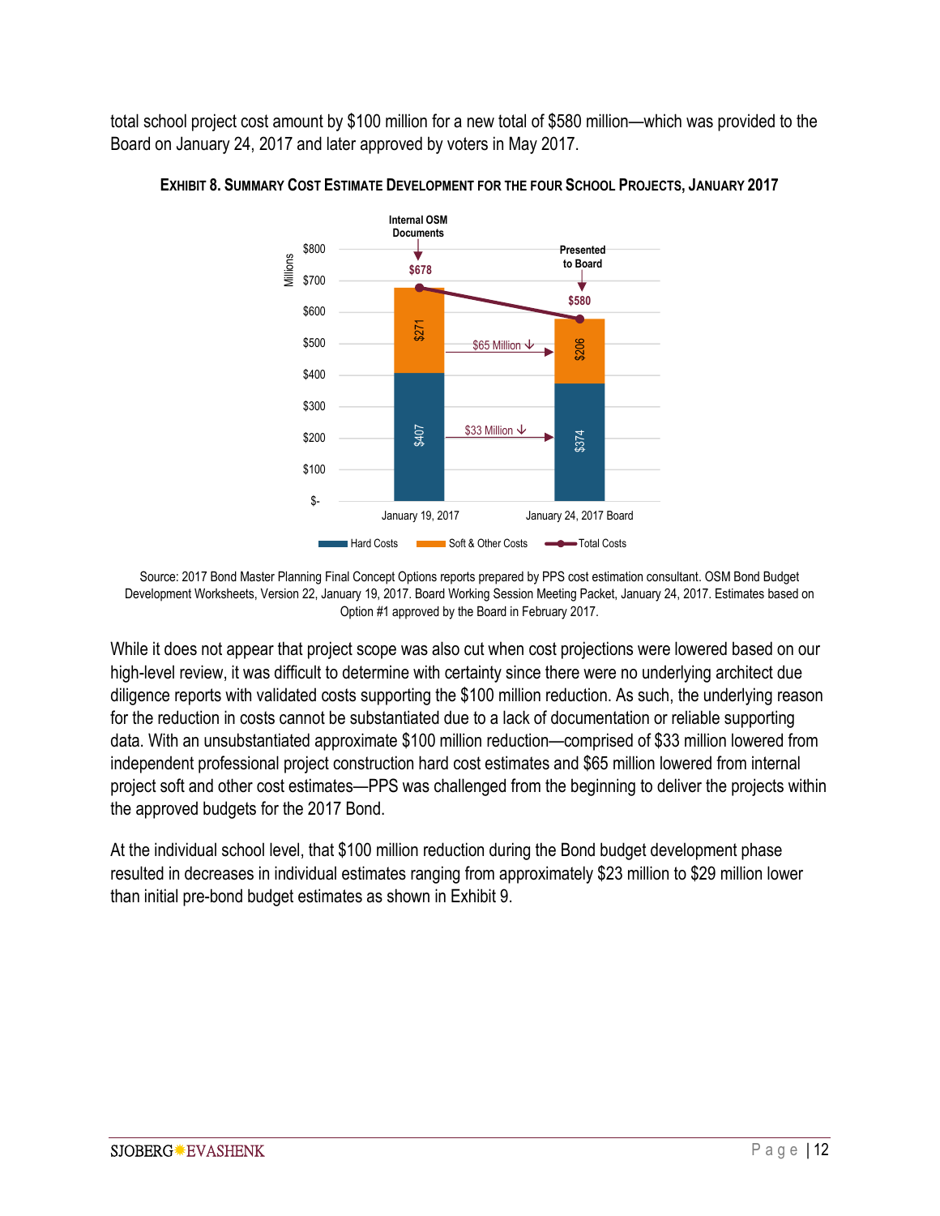total school project cost amount by $100 million for a new total of $580 million—which was provided to the Board on January 24, 2017 and later approved by voters in May 2017.

**EXHIBIT 8. SUMMARY COST ESTIMATE DEVELOPMENT FOR THE FOUR SCHOOL PROJECTS, JANUARY 2017**

| Millions | January 19, 2017 (Internal OSM Documents) | January 24, 2017 Board (Presented to Board) | Change |
|---|---|---|---|
| Hard Costs | $407 | $374 | $33 Million ↓ |
| Soft & Other Costs | $271 | $206 | $65 Million ↓ |
| Total Costs | $678 | $580 | |

Source: 2017 Bond Master Planning Final Concept Options reports prepared by PPS cost estimation consultant. OSM Bond Budget Development Worksheets, Version 22, January 19, 2017. Board Working Session Meeting Packet, January 24, 2017. Estimates based on Option #1 approved by the Board in February 2017.

While it does not appear that project scope was also cut when cost projections were lowered based on our high-level review, it was difficult to determine with certainty since there were no underlying architect due diligence reports with validated costs supporting the $100 million reduction. As such, the underlying reason for the reduction in costs cannot be substantiated due to a lack of documentation or reliable supporting data. With an unsubstantiated approximate $100 million reduction—comprised of $33 million lowered from independent professional project construction hard cost estimates and $65 million lowered from internal project soft and other cost estimates—PPS was challenged from the beginning to deliver the projects within the approved budgets for the 2017 Bond.

At the individual school level, that $100 million reduction during the Bond budget development phase resulted in decreases in individual estimates ranging from approximately $23 million to $29 million lower than initial pre-bond budget estimates as shown in Exhibit 9.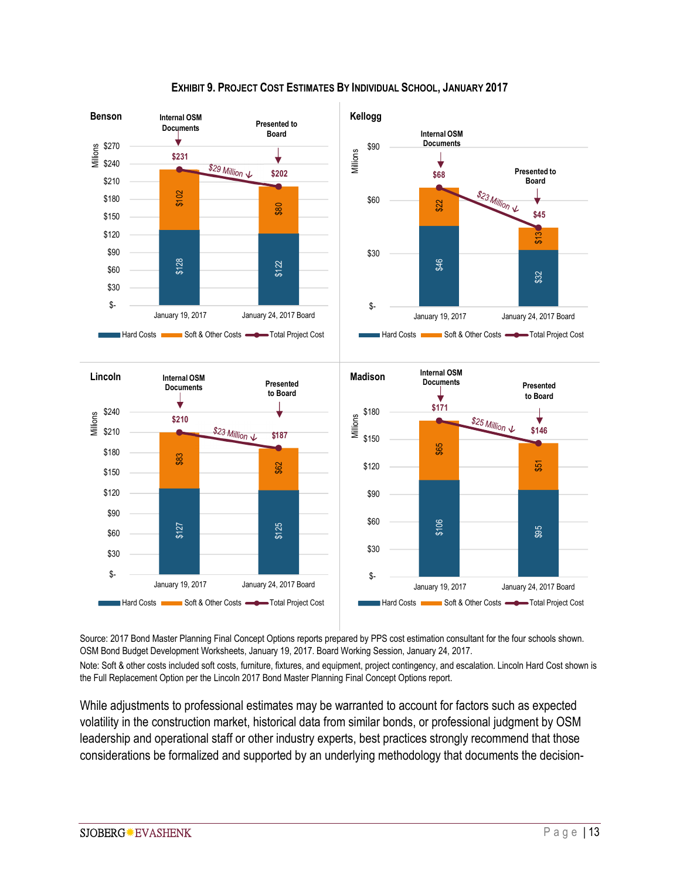**EXHIBIT 9. PROJECT COST ESTIMATES BY INDIVIDUAL SCHOOL, JANUARY 2017**

**Benson** (Millions)

| | January 19, 2017 (Internal OSM Documents) | January 24, 2017 Board (Presented to Board) |
|---|---|---|
| Hard Costs | $128 | $122 |
| Soft & Other Costs | $102 | $80 |
| Total Project Cost | $231 | $202 |

$29 Million ↓

**Kellogg** (Millions)

| | January 19, 2017 (Internal OSM Documents) | January 24, 2017 Board (Presented to Board) |
|---|---|---|
| Hard Costs | $46 | $32 |
| Soft & Other Costs | $22 | $13 |
| Total Project Cost | $68 | $45 |

$23 Million ↓

**Lincoln** (Millions)

| | January 19, 2017 (Internal OSM Documents) | January 24, 2017 Board (Presented to Board) |
|---|---|---|
| Hard Costs | $127 | $125 |
| Soft & Other Costs | $83 | $62 |
| Total Project Cost | $210 | $187 |

$23 Million ↓

**Madison** (Millions)

| | January 19, 2017 (Internal OSM Documents) | January 24, 2017 Board (Presented to Board) |
|---|---|---|
| Hard Costs | $106 | $95 |
| Soft & Other Costs | $65 | $51 |
| Total Project Cost | $171 | $146 |

$25 Million ↓

Source: 2017 Bond Master Planning Final Concept Options reports prepared by PPS cost estimation consultant for the four schools shown. OSM Bond Budget Development Worksheets, January 19, 2017. Board Working Session, January 24, 2017.

Note: Soft & other costs included soft costs, furniture, fixtures, and equipment, project contingency, and escalation. Lincoln Hard Cost shown is the Full Replacement Option per the Lincoln 2017 Bond Master Planning Final Concept Options report.

While adjustments to professional estimates may be warranted to account for factors such as expected volatility in the construction market, historical data from similar bonds, or professional judgment by OSM leadership and operational staff or other industry experts, best practices strongly recommend that those considerations be formalized and supported by an underlying methodology that documents the decision-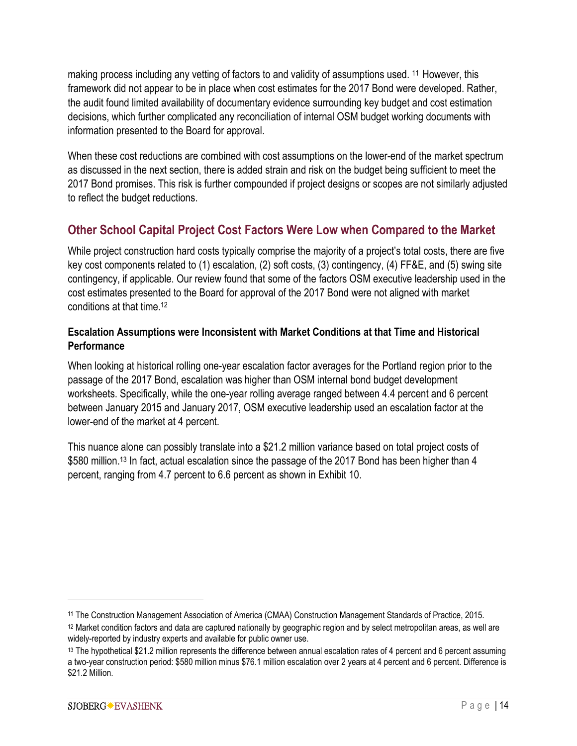making process including any vetting of factors to and validity of assumptions used. [11] However, this framework did not appear to be in place when cost estimates for the 2017 Bond were developed. Rather, the audit found limited availability of documentary evidence surrounding key budget and cost estimation decisions, which further complicated any reconciliation of internal OSM budget working documents with information presented to the Board for approval.

When these cost reductions are combined with cost assumptions on the lower-end of the market spectrum as discussed in the next section, there is added strain and risk on the budget being sufficient to meet the 2017 Bond promises. This risk is further compounded if project designs or scopes are not similarly adjusted to reflect the budget reductions.

## Other School Capital Project Cost Factors Were Low when Compared to the Market

While project construction hard costs typically comprise the majority of a project's total costs, there are five key cost components related to (1) escalation, (2) soft costs, (3) contingency, (4) FF&E, and (5) swing site contingency, if applicable. Our review found that some of the factors OSM executive leadership used in the cost estimates presented to the Board for approval of the 2017 Bond were not aligned with market conditions at that time.[12]

### Escalation Assumptions were Inconsistent with Market Conditions at that Time and Historical Performance

When looking at historical rolling one-year escalation factor averages for the Portland region prior to the passage of the 2017 Bond, escalation was higher than OSM internal bond budget development worksheets. Specifically, while the one-year rolling average ranged between 4.4 percent and 6 percent between January 2015 and January 2017, OSM executive leadership used an escalation factor at the lower-end of the market at 4 percent.

This nuance alone can possibly translate into a $21.2 million variance based on total project costs of $580 million.[13] In fact, actual escalation since the passage of the 2017 Bond has been higher than 4 percent, ranging from 4.7 percent to 6.6 percent as shown in Exhibit 10.

---

[11] The Construction Management Association of America (CMAA) Construction Management Standards of Practice, 2015.

[12] Market condition factors and data are captured nationally by geographic region and by select metropolitan areas, as well are widely-reported by industry experts and available for public owner use.

[13] The hypothetical $21.2 million represents the difference between annual escalation rates of 4 percent and 6 percent assuming a two-year construction period: $580 million minus $76.1 million escalation over 2 years at 4 percent and 6 percent. Difference is $21.2 Million.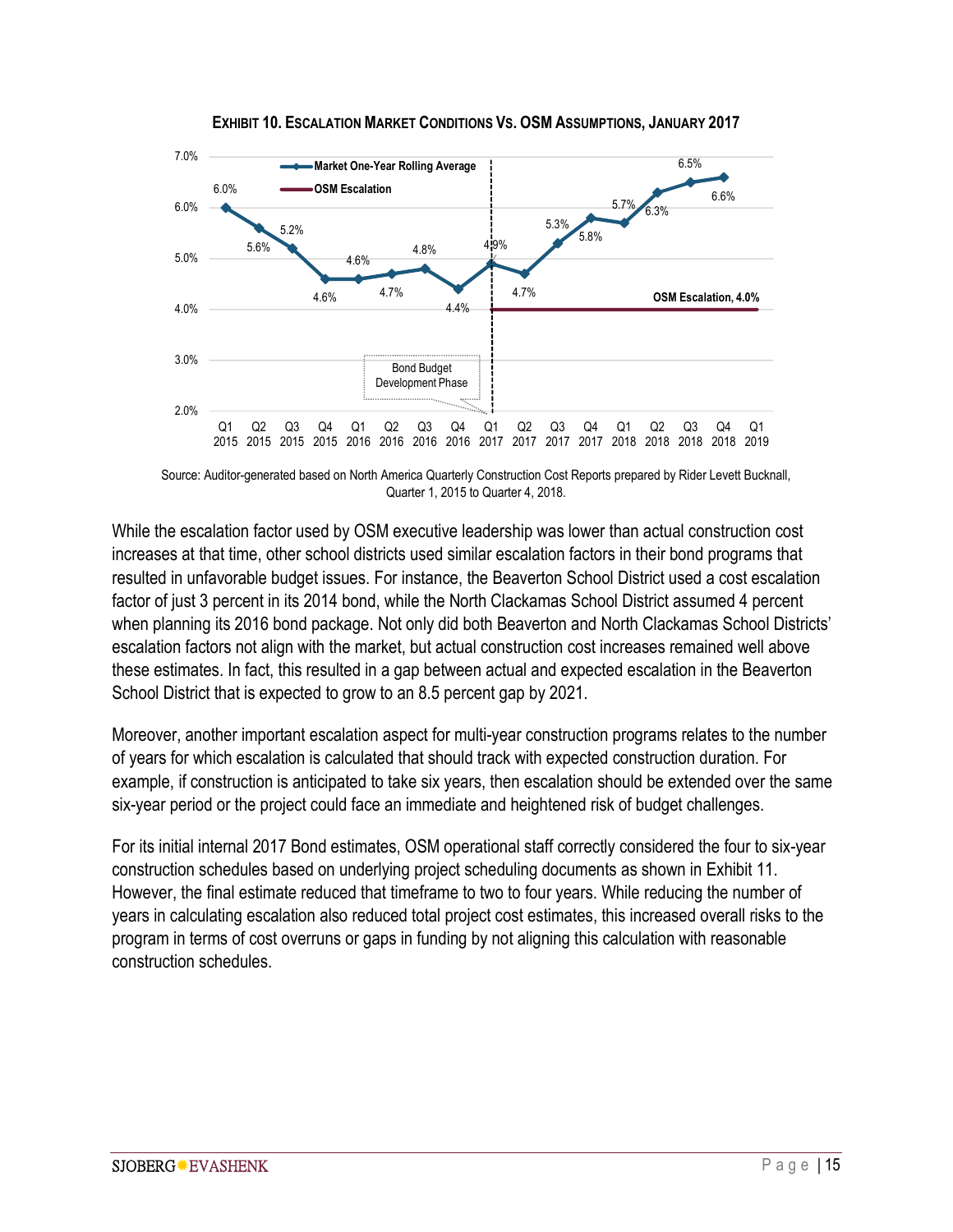**EXHIBIT 10. ESCALATION MARKET CONDITIONS VS. OSM ASSUMPTIONS, JANUARY 2017**

| Quarter | Market One-Year Rolling Average | OSM Escalation |
|---|---|---|
| Q1 2015 | 6.0% | |
| Q2 2015 | 5.6% | |
| Q3 2015 | 5.2% | |
| Q4 2015 | 4.6% | |
| Q1 2016 | 4.6% | |
| Q2 2016 | 4.7% | |
| Q3 2016 | 4.8% | |
| Q4 2016 | 4.4% | |
| Q1 2017 | 4.9% | 4.0% |
| Q2 2017 | 4.7% | 4.0% |
| Q3 2017 | 5.3% | 4.0% |
| Q4 2017 | 5.8% | 4.0% |
| Q1 2018 | 5.7% | 4.0% |
| Q2 2018 | 6.3% | 4.0% |
| Q3 2018 | 6.5% | 4.0% |
| Q4 2018 | 6.6% | 4.0% |
| Q1 2019 | | 4.0% |

Bond Budget Development Phase: Q1 2015 – Q1 2017

Source: Auditor-generated based on North America Quarterly Construction Cost Reports prepared by Rider Levett Bucknall, Quarter 1, 2015 to Quarter 4, 2018.

While the escalation factor used by OSM executive leadership was lower than actual construction cost increases at that time, other school districts used similar escalation factors in their bond programs that resulted in unfavorable budget issues. For instance, the Beaverton School District used a cost escalation factor of just 3 percent in its 2014 bond, while the North Clackamas School District assumed 4 percent when planning its 2016 bond package. Not only did both Beaverton and North Clackamas School Districts' escalation factors not align with the market, but actual construction cost increases remained well above these estimates. In fact, this resulted in a gap between actual and expected escalation in the Beaverton School District that is expected to grow to an 8.5 percent gap by 2021.

Moreover, another important escalation aspect for multi-year construction programs relates to the number of years for which escalation is calculated that should track with expected construction duration. For example, if construction is anticipated to take six years, then escalation should be extended over the same six-year period or the project could face an immediate and heightened risk of budget challenges.

For its initial internal 2017 Bond estimates, OSM operational staff correctly considered the four to six-year construction schedules based on underlying project scheduling documents as shown in Exhibit 11. However, the final estimate reduced that timeframe to two to four years. While reducing the number of years in calculating escalation also reduced total project cost estimates, this increased overall risks to the program in terms of cost overruns or gaps in funding by not aligning this calculation with reasonable construction schedules.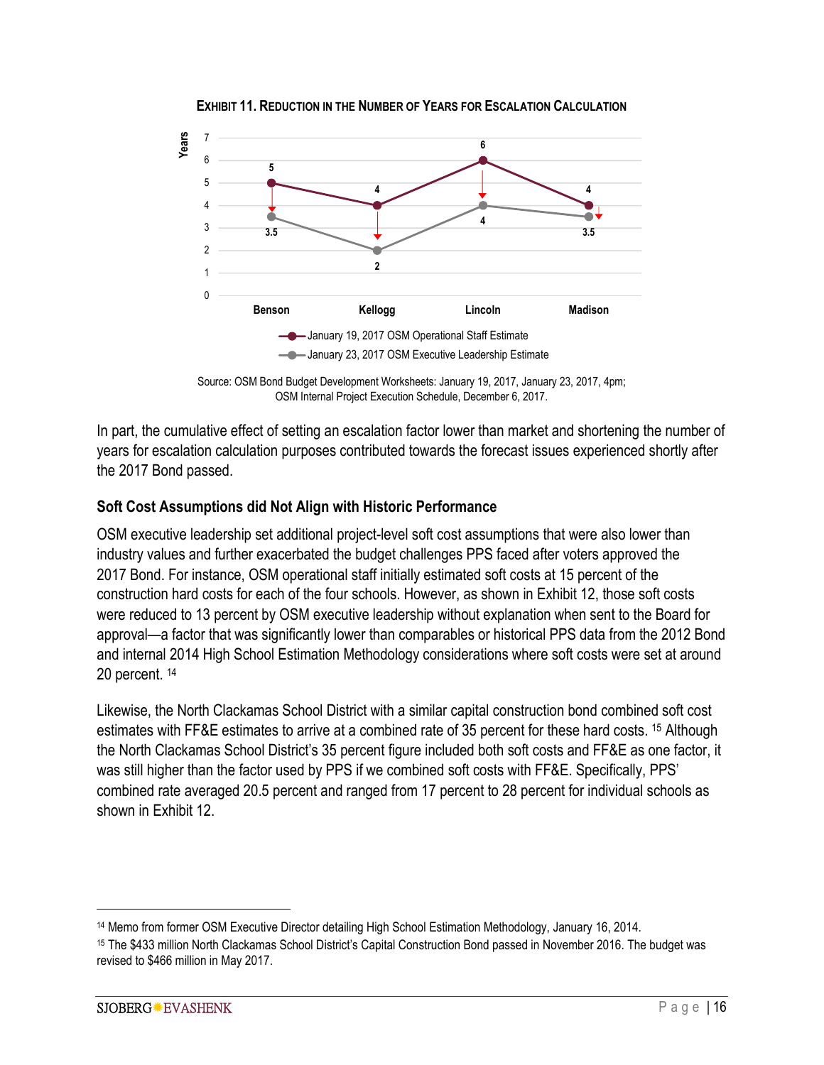**EXHIBIT 11. REDUCTION IN THE NUMBER OF YEARS FOR ESCALATION CALCULATION**

| Years | Benson | Kellogg | Lincoln | Madison |
|---|---|---|---|---|
| January 19, 2017 OSM Operational Staff Estimate | 5 | 4 | 6 | 4 |
| January 23, 2017 OSM Executive Leadership Estimate | 3.5 | 2 | 4 | 3.5 |

Source: OSM Bond Budget Development Worksheets: January 19, 2017, January 23, 2017, 4pm; OSM Internal Project Execution Schedule, December 6, 2017.

In part, the cumulative effect of setting an escalation factor lower than market and shortening the number of years for escalation calculation purposes contributed towards the forecast issues experienced shortly after the 2017 Bond passed.

### Soft Cost Assumptions did Not Align with Historic Performance

OSM executive leadership set additional project-level soft cost assumptions that were also lower than industry values and further exacerbated the budget challenges PPS faced after voters approved the 2017 Bond. For instance, OSM operational staff initially estimated soft costs at 15 percent of the construction hard costs for each of the four schools. However, as shown in Exhibit 12, those soft costs were reduced to 13 percent by OSM executive leadership without explanation when sent to the Board for approval—a factor that was significantly lower than comparables or historical PPS data from the 2012 Bond and internal 2014 High School Estimation Methodology considerations where soft costs were set at around 20 percent. [14]

Likewise, the North Clackamas School District with a similar capital construction bond combined soft cost estimates with FF&E estimates to arrive at a combined rate of 35 percent for these hard costs. [15] Although the North Clackamas School District's 35 percent figure included both soft costs and FF&E as one factor, it was still higher than the factor used by PPS if we combined soft costs with FF&E. Specifically, PPS' combined rate averaged 20.5 percent and ranged from 17 percent to 28 percent for individual schools as shown in Exhibit 12.

---

[14] Memo from former OSM Executive Director detailing High School Estimation Methodology, January 16, 2014.

[15] The $433 million North Clackamas School District's Capital Construction Bond passed in November 2016. The budget was revised to $466 million in May 2017.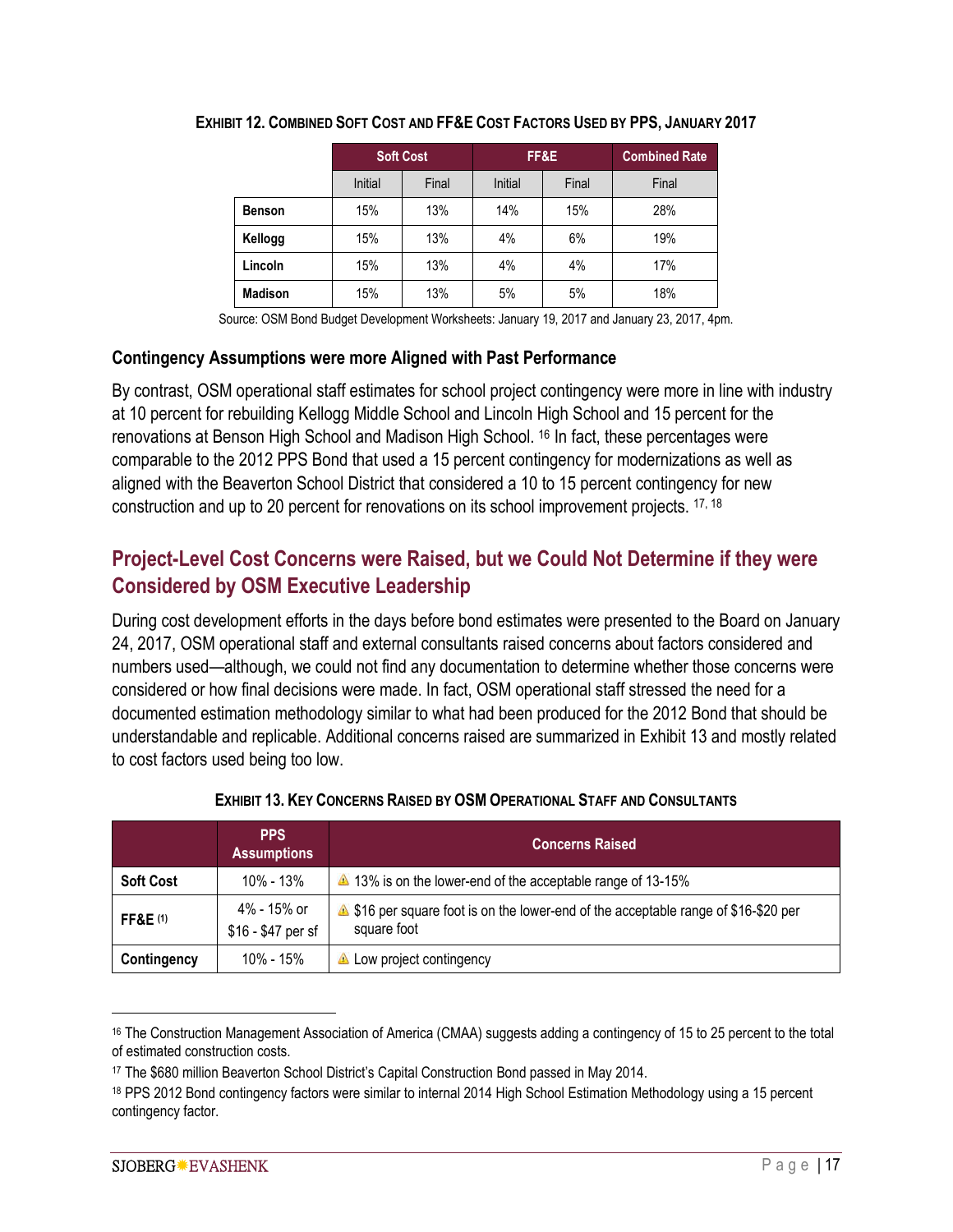**EXHIBIT 12. COMBINED SOFT COST AND FF&E COST FACTORS USED BY PPS, JANUARY 2017**

| | Soft Cost | | FF&E | | Combined Rate |
|---|---|---|---|---|---|
| | Initial | Final | Initial | Final | Final |
| **Benson** | 15% | 13% | 14% | 15% | 28% |
| **Kellogg** | 15% | 13% | 4% | 6% | 19% |
| **Lincoln** | 15% | 13% | 4% | 4% | 17% |
| **Madison** | 15% | 13% | 5% | 5% | 18% |

Source: OSM Bond Budget Development Worksheets: January 19, 2017 and January 23, 2017, 4pm.

### Contingency Assumptions were more Aligned with Past Performance

By contrast, OSM operational staff estimates for school project contingency were more in line with industry at 10 percent for rebuilding Kellogg Middle School and Lincoln High School and 15 percent for the renovations at Benson High School and Madison High School. [16] In fact, these percentages were comparable to the 2012 PPS Bond that used a 15 percent contingency for modernizations as well as aligned with the Beaverton School District that considered a 10 to 15 percent contingency for new construction and up to 20 percent for renovations on its school improvement projects. [17, 18]

## Project-Level Cost Concerns were Raised, but we Could Not Determine if they were Considered by OSM Executive Leadership

During cost development efforts in the days before bond estimates were presented to the Board on January 24, 2017, OSM operational staff and external consultants raised concerns about factors considered and numbers used—although, we could not find any documentation to determine whether those concerns were considered or how final decisions were made. In fact, OSM operational staff stressed the need for a documented estimation methodology similar to what had been produced for the 2012 Bond that should be understandable and replicable. Additional concerns raised are summarized in Exhibit 13 and mostly related to cost factors used being too low.

**EXHIBIT 13. KEY CONCERNS RAISED BY OSM OPERATIONAL STAFF AND CONSULTANTS**

| | PPS Assumptions | Concerns Raised |
|---|---|---|
| **Soft Cost** | 10% - 13% | ⚠ 13% is on the lower-end of the acceptable range of 13-15% |
| **FF&E (1)** | 4% - 15% or $16 - $47 per sf | ⚠ $16 per square foot is on the lower-end of the acceptable range of $16-$20 per square foot |
| **Contingency** | 10% - 15% | ⚠ Low project contingency |

[16] The Construction Management Association of America (CMAA) suggests adding a contingency of 15 to 25 percent to the total of estimated construction costs.

[17] The $680 million Beaverton School District's Capital Construction Bond passed in May 2014.

[18] PPS 2012 Bond contingency factors were similar to internal 2014 High School Estimation Methodology using a 15 percent contingency factor.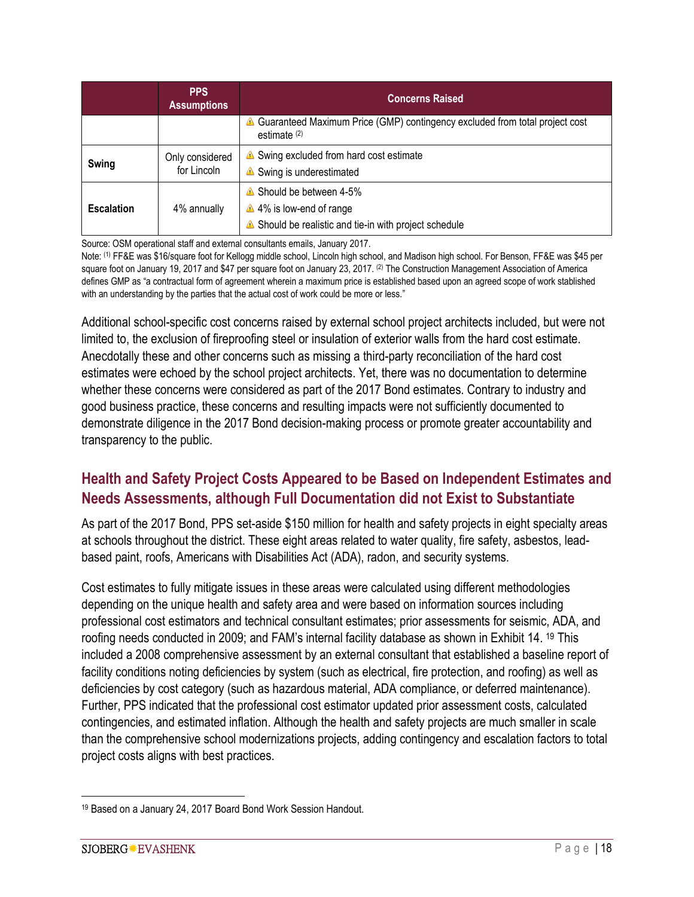| | PPS Assumptions | Concerns Raised |
|---|---|---|
| | | ⚠ Guaranteed Maximum Price (GMP) contingency excluded from total project cost estimate [(2)] |
| **Swing** | Only considered for Lincoln | ⚠ Swing excluded from hard cost estimate<br>⚠ Swing is underestimated |
| **Escalation** | 4% annually | ⚠ Should be between 4-5%<br>⚠ 4% is low-end of range<br>⚠ Should be realistic and tie-in with project schedule |

Source: OSM operational staff and external consultants emails, January 2017.
Note: [(1)] FF&E was $16/square foot for Kellogg middle school, Lincoln high school, and Madison high school. For Benson, FF&E was $45 per square foot on January 19, 2017 and $47 per square foot on January 23, 2017. [(2)] The Construction Management Association of America defines GMP as "a contractual form of agreement wherein a maximum price is established based upon an agreed scope of work stablished with an understanding by the parties that the actual cost of work could be more or less."

Additional school-specific cost concerns raised by external school project architects included, but were not limited to, the exclusion of fireproofing steel or insulation of exterior walls from the hard cost estimate. Anecdotally these and other concerns such as missing a third-party reconciliation of the hard cost estimates were echoed by the school project architects. Yet, there was no documentation to determine whether these concerns were considered as part of the 2017 Bond estimates. Contrary to industry and good business practice, these concerns and resulting impacts were not sufficiently documented to demonstrate diligence in the 2017 Bond decision-making process or promote greater accountability and transparency to the public.

## Health and Safety Project Costs Appeared to be Based on Independent Estimates and Needs Assessments, although Full Documentation did not Exist to Substantiate

As part of the 2017 Bond, PPS set-aside $150 million for health and safety projects in eight specialty areas at schools throughout the district. These eight areas related to water quality, fire safety, asbestos, lead-based paint, roofs, Americans with Disabilities Act (ADA), radon, and security systems.

Cost estimates to fully mitigate issues in these areas were calculated using different methodologies depending on the unique health and safety area and were based on information sources including professional cost estimators and technical consultant estimates; prior assessments for seismic, ADA, and roofing needs conducted in 2009; and FAM's internal facility database as shown in Exhibit 14.[19] This included a 2008 comprehensive assessment by an external consultant that established a baseline report of facility conditions noting deficiencies by system (such as electrical, fire protection, and roofing) as well as deficiencies by cost category (such as hazardous material, ADA compliance, or deferred maintenance). Further, PPS indicated that the professional cost estimator updated prior assessment costs, calculated contingencies, and estimated inflation. Although the health and safety projects are much smaller in scale than the comprehensive school modernizations projects, adding contingency and escalation factors to total project costs aligns with best practices.

[19] Based on a January 24, 2017 Board Bond Work Session Handout.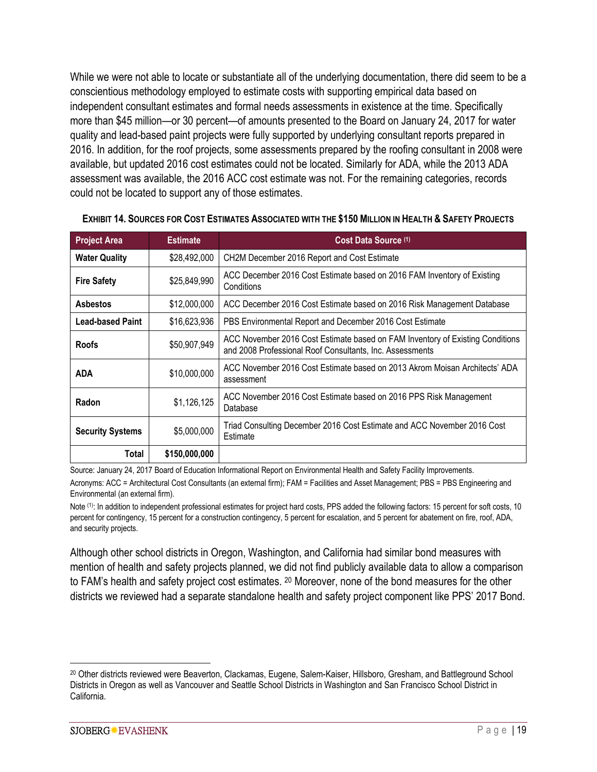While we were not able to locate or substantiate all of the underlying documentation, there did seem to be a conscientious methodology employed to estimate costs with supporting empirical data based on independent consultant estimates and formal needs assessments in existence at the time. Specifically more than $45 million—or 30 percent—of amounts presented to the Board on January 24, 2017 for water quality and lead-based paint projects were fully supported by underlying consultant reports prepared in 2016. In addition, for the roof projects, some assessments prepared by the roofing consultant in 2008 were available, but updated 2016 cost estimates could not be located. Similarly for ADA, while the 2013 ADA assessment was available, the 2016 ACC cost estimate was not. For the remaining categories, records could not be located to support any of those estimates.

**EXHIBIT 14. SOURCES FOR COST ESTIMATES ASSOCIATED WITH THE $150 MILLION IN HEALTH & SAFETY PROJECTS**

| Project Area | Estimate | Cost Data Source [1] |
|---|---|---|
| **Water Quality** | $28,492,000 | CH2M December 2016 Report and Cost Estimate |
| **Fire Safety** | $25,849,990 | ACC December 2016 Cost Estimate based on 2016 FAM Inventory of Existing Conditions |
| **Asbestos** | $12,000,000 | ACC December 2016 Cost Estimate based on 2016 Risk Management Database |
| **Lead-based Paint** | $16,623,936 | PBS Environmental Report and December 2016 Cost Estimate |
| **Roofs** | $50,907,949 | ACC November 2016 Cost Estimate based on FAM Inventory of Existing Conditions and 2008 Professional Roof Consultants, Inc. Assessments |
| **ADA** | $10,000,000 | ACC November 2016 Cost Estimate based on 2013 Akrom Moisan Architects' ADA assessment |
| **Radon** | $1,126,125 | ACC November 2016 Cost Estimate based on 2016 PPS Risk Management Database |
| **Security Systems** | $5,000,000 | Triad Consulting December 2016 Cost Estimate and ACC November 2016 Cost Estimate |
| **Total** | **$150,000,000** | |

Source: January 24, 2017 Board of Education Informational Report on Environmental Health and Safety Facility Improvements.

Acronyms: ACC = Architectural Cost Consultants (an external firm); FAM = Facilities and Asset Management; PBS = PBS Engineering and Environmental (an external firm).

Note [1]: In addition to independent professional estimates for project hard costs, PPS added the following factors: 15 percent for soft costs, 10 percent for contingency, 15 percent for a construction contingency, 5 percent for escalation, and 5 percent for abatement on fire, roof, ADA, and security projects.

Although other school districts in Oregon, Washington, and California had similar bond measures with mention of health and safety projects planned, we did not find publicly available data to allow a comparison to FAM's health and safety project cost estimates. [20] Moreover, none of the bond measures for the other districts we reviewed had a separate standalone health and safety project component like PPS' 2017 Bond.

[20] Other districts reviewed were Beaverton, Clackamas, Eugene, Salem-Kaiser, Hillsboro, Gresham, and Battleground School Districts in Oregon as well as Vancouver and Seattle School Districts in Washington and San Francisco School District in California.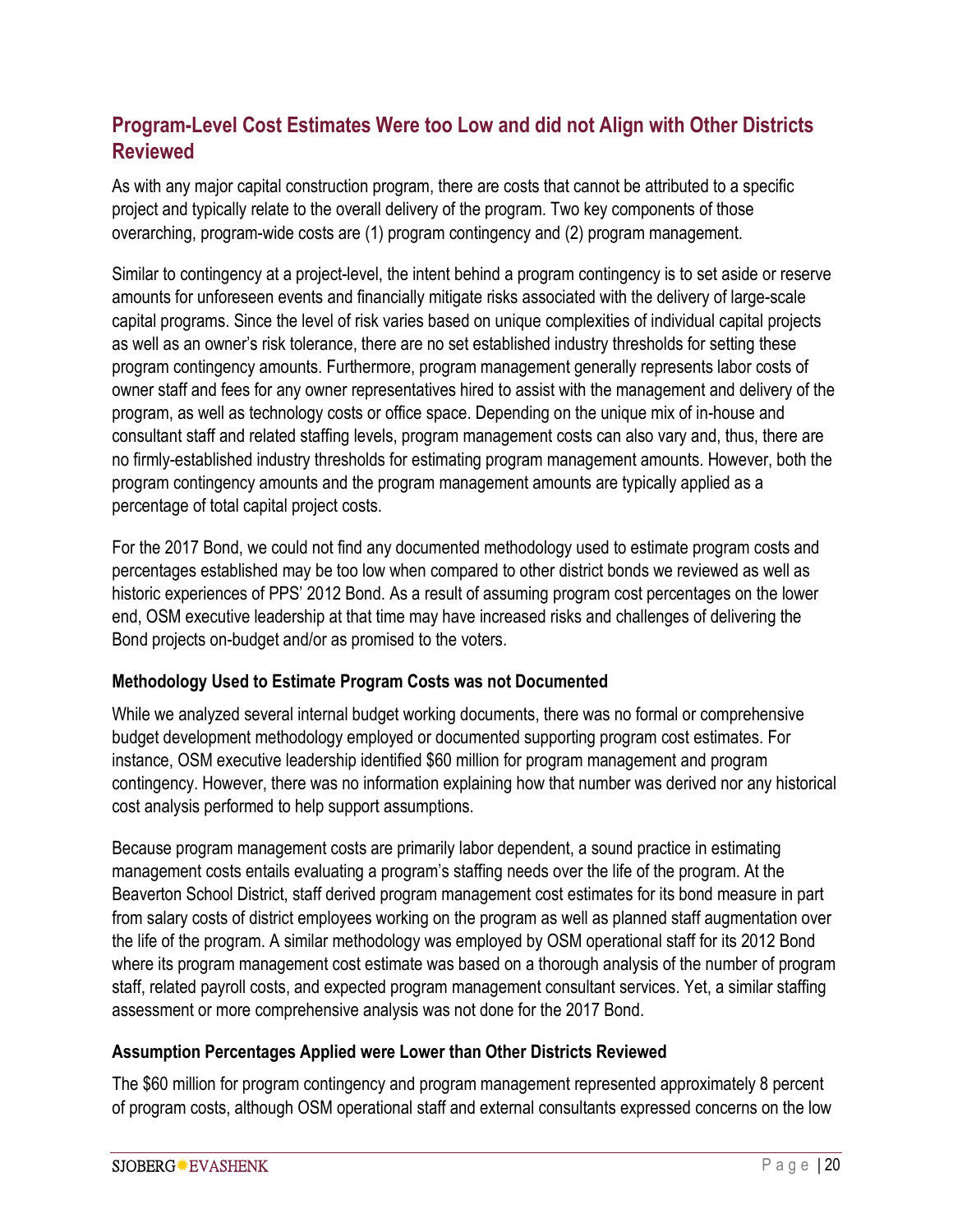## Program-Level Cost Estimates Were too Low and did not Align with Other Districts Reviewed

As with any major capital construction program, there are costs that cannot be attributed to a specific project and typically relate to the overall delivery of the program. Two key components of those overarching, program-wide costs are (1) program contingency and (2) program management.

Similar to contingency at a project-level, the intent behind a program contingency is to set aside or reserve amounts for unforeseen events and financially mitigate risks associated with the delivery of large-scale capital programs. Since the level of risk varies based on unique complexities of individual capital projects as well as an owner's risk tolerance, there are no set established industry thresholds for setting these program contingency amounts. Furthermore, program management generally represents labor costs of owner staff and fees for any owner representatives hired to assist with the management and delivery of the program, as well as technology costs or office space. Depending on the unique mix of in-house and consultant staff and related staffing levels, program management costs can also vary and, thus, there are no firmly-established industry thresholds for estimating program management amounts. However, both the program contingency amounts and the program management amounts are typically applied as a percentage of total capital project costs.

For the 2017 Bond, we could not find any documented methodology used to estimate program costs and percentages established may be too low when compared to other district bonds we reviewed as well as historic experiences of PPS' 2012 Bond. As a result of assuming program cost percentages on the lower end, OSM executive leadership at that time may have increased risks and challenges of delivering the Bond projects on-budget and/or as promised to the voters.

### Methodology Used to Estimate Program Costs was not Documented

While we analyzed several internal budget working documents, there was no formal or comprehensive budget development methodology employed or documented supporting program cost estimates. For instance, OSM executive leadership identified $60 million for program management and program contingency. However, there was no information explaining how that number was derived nor any historical cost analysis performed to help support assumptions.

Because program management costs are primarily labor dependent, a sound practice in estimating management costs entails evaluating a program's staffing needs over the life of the program. At the Beaverton School District, staff derived program management cost estimates for its bond measure in part from salary costs of district employees working on the program as well as planned staff augmentation over the life of the program. A similar methodology was employed by OSM operational staff for its 2012 Bond where its program management cost estimate was based on a thorough analysis of the number of program staff, related payroll costs, and expected program management consultant services. Yet, a similar staffing assessment or more comprehensive analysis was not done for the 2017 Bond.

### Assumption Percentages Applied were Lower than Other Districts Reviewed

The $60 million for program contingency and program management represented approximately 8 percent of program costs, although OSM operational staff and external consultants expressed concerns on the low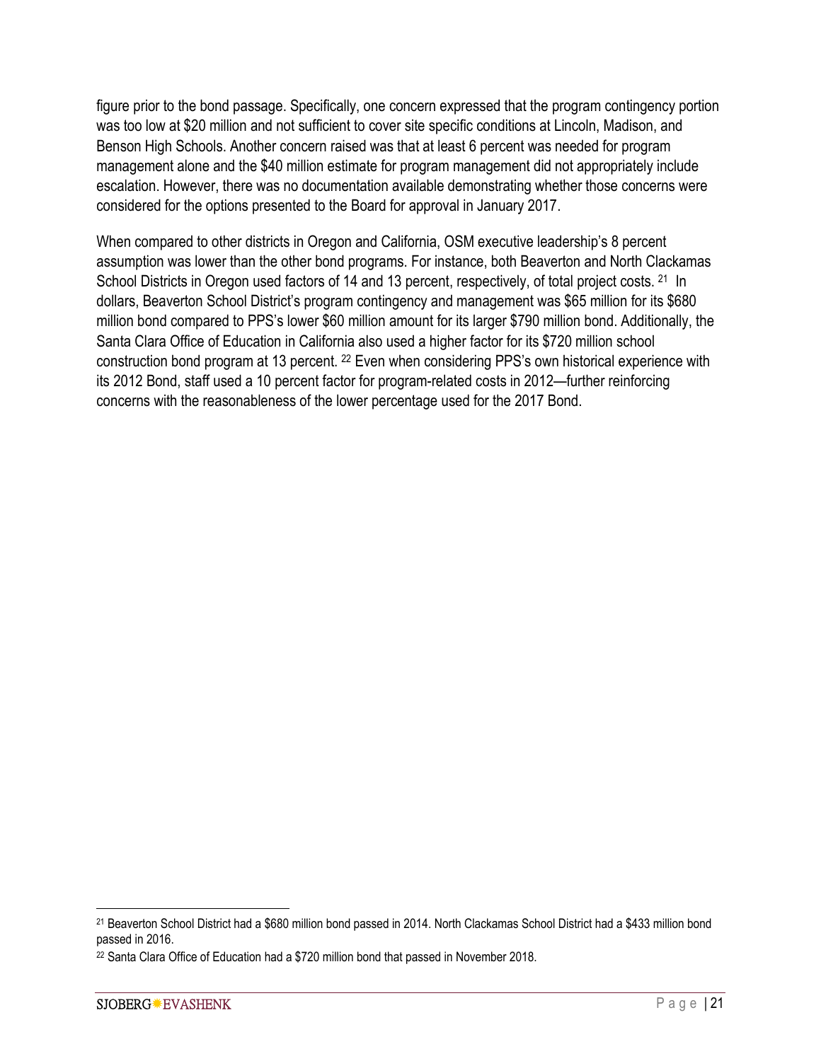figure prior to the bond passage. Specifically, one concern expressed that the program contingency portion was too low at $20 million and not sufficient to cover site specific conditions at Lincoln, Madison, and Benson High Schools. Another concern raised was that at least 6 percent was needed for program management alone and the $40 million estimate for program management did not appropriately include escalation. However, there was no documentation available demonstrating whether those concerns were considered for the options presented to the Board for approval in January 2017.

When compared to other districts in Oregon and California, OSM executive leadership's 8 percent assumption was lower than the other bond programs. For instance, both Beaverton and North Clackamas School Districts in Oregon used factors of 14 and 13 percent, respectively, of total project costs. [21] In dollars, Beaverton School District's program contingency and management was $65 million for its $680 million bond compared to PPS's lower $60 million amount for its larger $790 million bond. Additionally, the Santa Clara Office of Education in California also used a higher factor for its $720 million school construction bond program at 13 percent. [22] Even when considering PPS's own historical experience with its 2012 Bond, staff used a 10 percent factor for program-related costs in 2012—further reinforcing concerns with the reasonableness of the lower percentage used for the 2017 Bond.

---

[21] Beaverton School District had a $680 million bond passed in 2014. North Clackamas School District had a $433 million bond passed in 2016.

[22] Santa Clara Office of Education had a $720 million bond that passed in November 2018.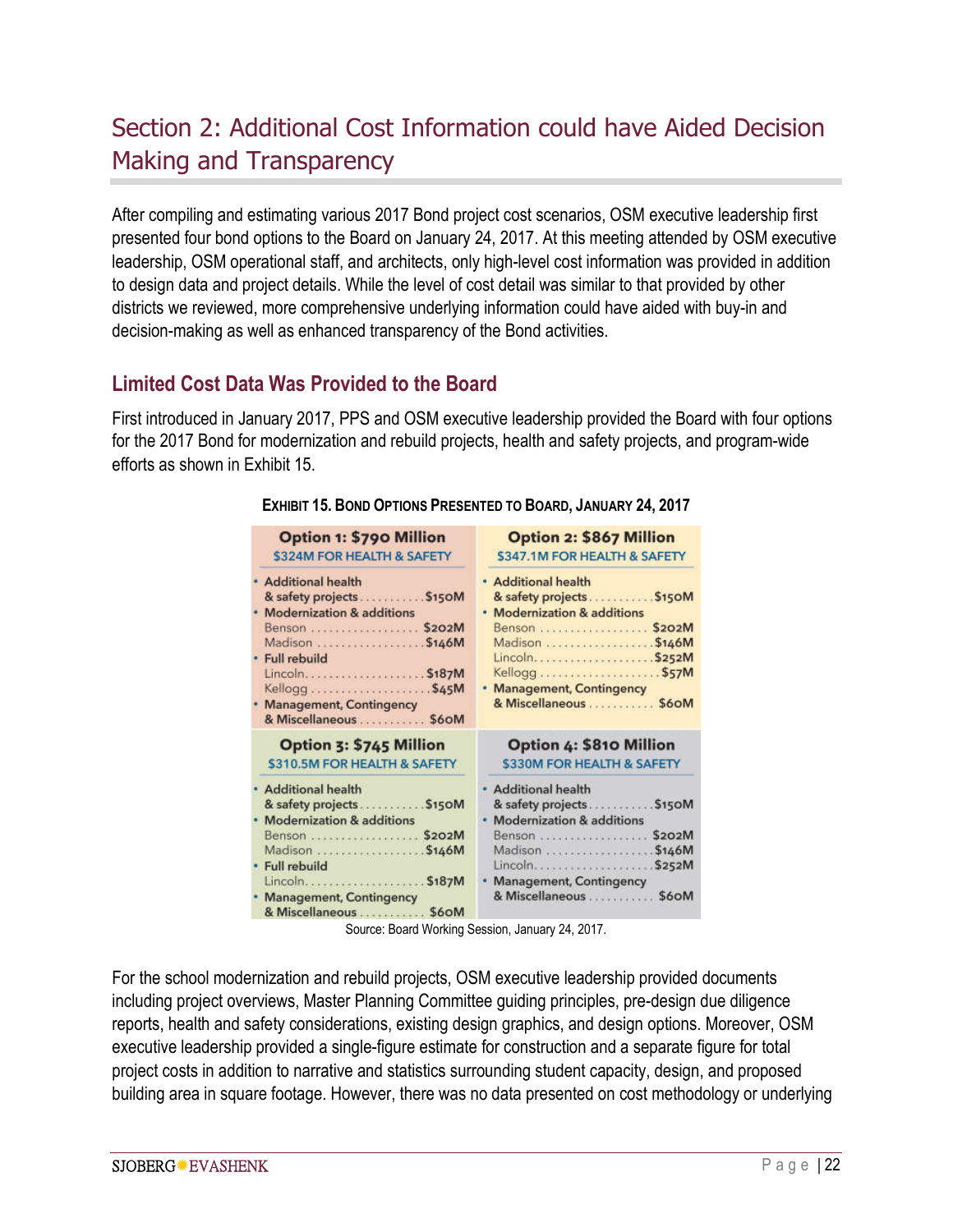# Section 2: Additional Cost Information could have Aided Decision Making and Transparency

After compiling and estimating various 2017 Bond project cost scenarios, OSM executive leadership first presented four bond options to the Board on January 24, 2017. At this meeting attended by OSM executive leadership, OSM operational staff, and architects, only high-level cost information was provided in addition to design data and project details. While the level of cost detail was similar to that provided by other districts we reviewed, more comprehensive underlying information could have aided with buy-in and decision-making as well as enhanced transparency of the Bond activities.

## Limited Cost Data Was Provided to the Board

First introduced in January 2017, PPS and OSM executive leadership provided the Board with four options for the 2017 Bond for modernization and rebuild projects, health and safety projects, and program-wide efforts as shown in Exhibit 15.

**EXHIBIT 15. BOND OPTIONS PRESENTED TO BOARD, JANUARY 24, 2017**

**Option 1: $790 Million**
$324M FOR HEALTH & SAFETY

- Additional health & safety projects ........... $150M
- Modernization & additions
  - Benson .................. $202M
  - Madison .................. $146M
- Full rebuild
  - Lincoln.................... $187M
  - Kellogg .................... $45M
- Management, Contingency & Miscellaneous ........... $60M

**Option 2: $867 Million**
$347.1M FOR HEALTH & SAFETY

- Additional health & safety projects ........... $150M
- Modernization & additions
  - Benson .................. $202M
  - Madison .................. $146M
  - Lincoln.................... $252M
  - Kellogg .................... $57M
- Management, Contingency & Miscellaneous ........... $60M

**Option 3: $745 Million**
$310.5M FOR HEALTH & SAFETY

- Additional health & safety projects ........... $150M
- Modernization & additions
  - Benson .................. $202M
  - Madison .................. $146M
- Full rebuild
  - Lincoln.................... $187M
- Management, Contingency & Miscellaneous ........... $60M

**Option 4: $810 Million**
$330M FOR HEALTH & SAFETY

- Additional health & safety projects ........... $150M
- Modernization & additions
  - Benson .................. $202M
  - Madison .................. $146M
  - Lincoln.................... $252M
- Management, Contingency & Miscellaneous ........... $60M

Source: Board Working Session, January 24, 2017.

For the school modernization and rebuild projects, OSM executive leadership provided documents including project overviews, Master Planning Committee guiding principles, pre-design due diligence reports, health and safety considerations, existing design graphics, and design options. Moreover, OSM executive leadership provided a single-figure estimate for construction and a separate figure for total project costs in addition to narrative and statistics surrounding student capacity, design, and proposed building area in square footage. However, there was no data presented on cost methodology or underlying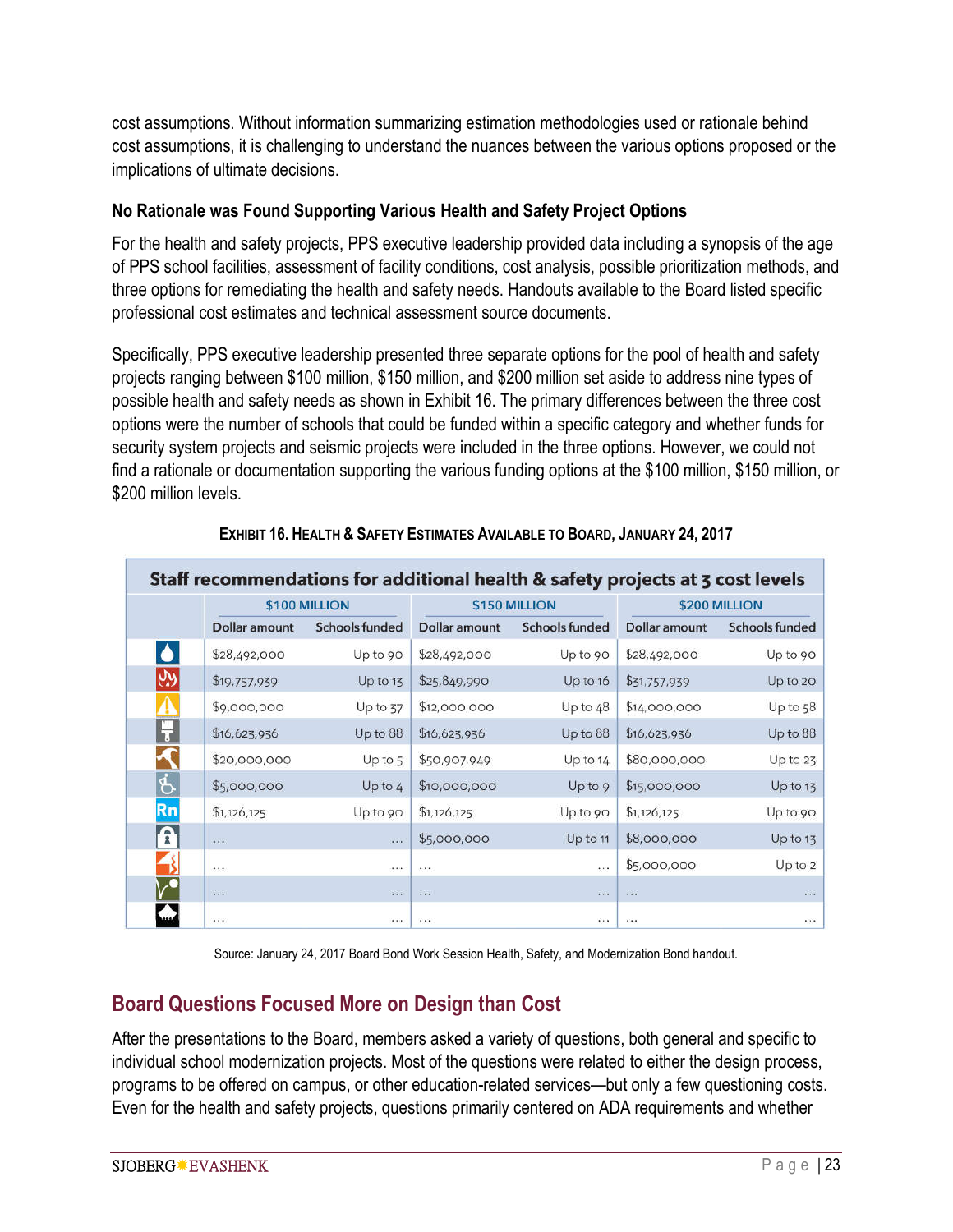cost assumptions. Without information summarizing estimation methodologies used or rationale behind cost assumptions, it is challenging to understand the nuances between the various options proposed or the implications of ultimate decisions.

**No Rationale was Found Supporting Various Health and Safety Project Options**

For the health and safety projects, PPS executive leadership provided data including a synopsis of the age of PPS school facilities, assessment of facility conditions, cost analysis, possible prioritization methods, and three options for remediating the health and safety needs. Handouts available to the Board listed specific professional cost estimates and technical assessment source documents.

Specifically, PPS executive leadership presented three separate options for the pool of health and safety projects ranging between $100 million, $150 million, and $200 million set aside to address nine types of possible health and safety needs as shown in Exhibit 16. The primary differences between the three cost options were the number of schools that could be funded within a specific category and whether funds for security system projects and seismic projects were included in the three options. However, we could not find a rationale or documentation supporting the various funding options at the $100 million, $150 million, or $200 million levels.

**EXHIBIT 16. HEALTH & SAFETY ESTIMATES AVAILABLE TO BOARD, JANUARY 24, 2017**

Staff recommendations for additional health & safety projects at 3 cost levels

| | $100 MILLION | | $150 MILLION | | $200 MILLION | |
|---|---|---|---|---|---|---|
| | Dollar amount | Schools funded | Dollar amount | Schools funded | Dollar amount | Schools funded |
| | $28,492,000 | Up to 90 | $28,492,000 | Up to 90 | $28,492,000 | Up to 90 |
| | $19,757,959 | Up to 13 | $25,849,990 | Up to 16 | $31,757,939 | Up to 20 |
| | $9,000,000 | Up to 37 | $12,000,000 | Up to 48 | $14,000,000 | Up to 58 |
| | $16,623,936 | Up to 88 | $16,623,936 | Up to 88 | $16,623,936 | Up to 88 |
| | $20,000,000 | Up to 5 | $50,907,949 | Up to 14 | $80,000,000 | Up to 23 |
| | $5,000,000 | Up to 4 | $10,000,000 | Up to 9 | $15,000,000 | Up to 13 |
| Rn | $1,126,125 | Up to 90 | $1,126,125 | Up to 90 | $1,126,125 | Up to 90 |
| | ... | ... | $5,000,000 | Up to 11 | $8,000,000 | Up to 13 |
| | ... | ... | ... | ... | $5,000,000 | Up to 2 |
| | ... | ... | ... | ... | ... | ... |
| | ... | ... | ... | ... | ... | ... |

Source: January 24, 2017 Board Bond Work Session Health, Safety, and Modernization Bond handout.

## Board Questions Focused More on Design than Cost

After the presentations to the Board, members asked a variety of questions, both general and specific to individual school modernization projects. Most of the questions were related to either the design process, programs to be offered on campus, or other education-related services—but only a few questioning costs. Even for the health and safety projects, questions primarily centered on ADA requirements and whether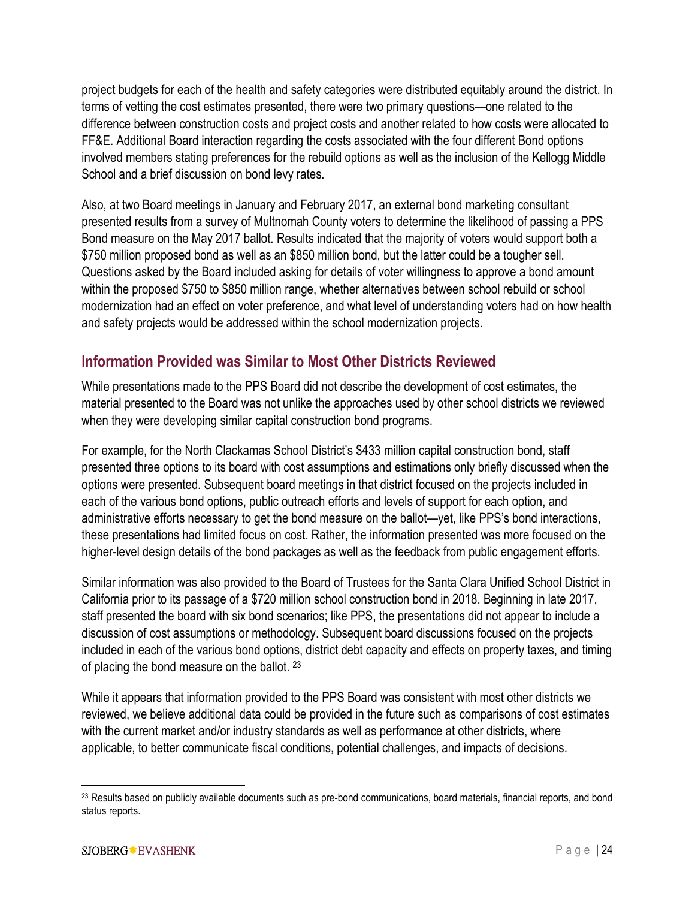project budgets for each of the health and safety categories were distributed equitably around the district. In terms of vetting the cost estimates presented, there were two primary questions—one related to the difference between construction costs and project costs and another related to how costs were allocated to FF&E. Additional Board interaction regarding the costs associated with the four different Bond options involved members stating preferences for the rebuild options as well as the inclusion of the Kellogg Middle School and a brief discussion on bond levy rates.

Also, at two Board meetings in January and February 2017, an external bond marketing consultant presented results from a survey of Multnomah County voters to determine the likelihood of passing a PPS Bond measure on the May 2017 ballot. Results indicated that the majority of voters would support both a $750 million proposed bond as well as an $850 million bond, but the latter could be a tougher sell. Questions asked by the Board included asking for details of voter willingness to approve a bond amount within the proposed $750 to $850 million range, whether alternatives between school rebuild or school modernization had an effect on voter preference, and what level of understanding voters had on how health and safety projects would be addressed within the school modernization projects.

## Information Provided was Similar to Most Other Districts Reviewed

While presentations made to the PPS Board did not describe the development of cost estimates, the material presented to the Board was not unlike the approaches used by other school districts we reviewed when they were developing similar capital construction bond programs.

For example, for the North Clackamas School District's $433 million capital construction bond, staff presented three options to its board with cost assumptions and estimations only briefly discussed when the options were presented. Subsequent board meetings in that district focused on the projects included in each of the various bond options, public outreach efforts and levels of support for each option, and administrative efforts necessary to get the bond measure on the ballot—yet, like PPS's bond interactions, these presentations had limited focus on cost. Rather, the information presented was more focused on the higher-level design details of the bond packages as well as the feedback from public engagement efforts.

Similar information was also provided to the Board of Trustees for the Santa Clara Unified School District in California prior to its passage of a $720 million school construction bond in 2018. Beginning in late 2017, staff presented the board with six bond scenarios; like PPS, the presentations did not appear to include a discussion of cost assumptions or methodology. Subsequent board discussions focused on the projects included in each of the various bond options, district debt capacity and effects on property taxes, and timing of placing the bond measure on the ballot. [23]

While it appears that information provided to the PPS Board was consistent with most other districts we reviewed, we believe additional data could be provided in the future such as comparisons of cost estimates with the current market and/or industry standards as well as performance at other districts, where applicable, to better communicate fiscal conditions, potential challenges, and impacts of decisions.

---

[23] Results based on publicly available documents such as pre-bond communications, board materials, financial reports, and bond status reports.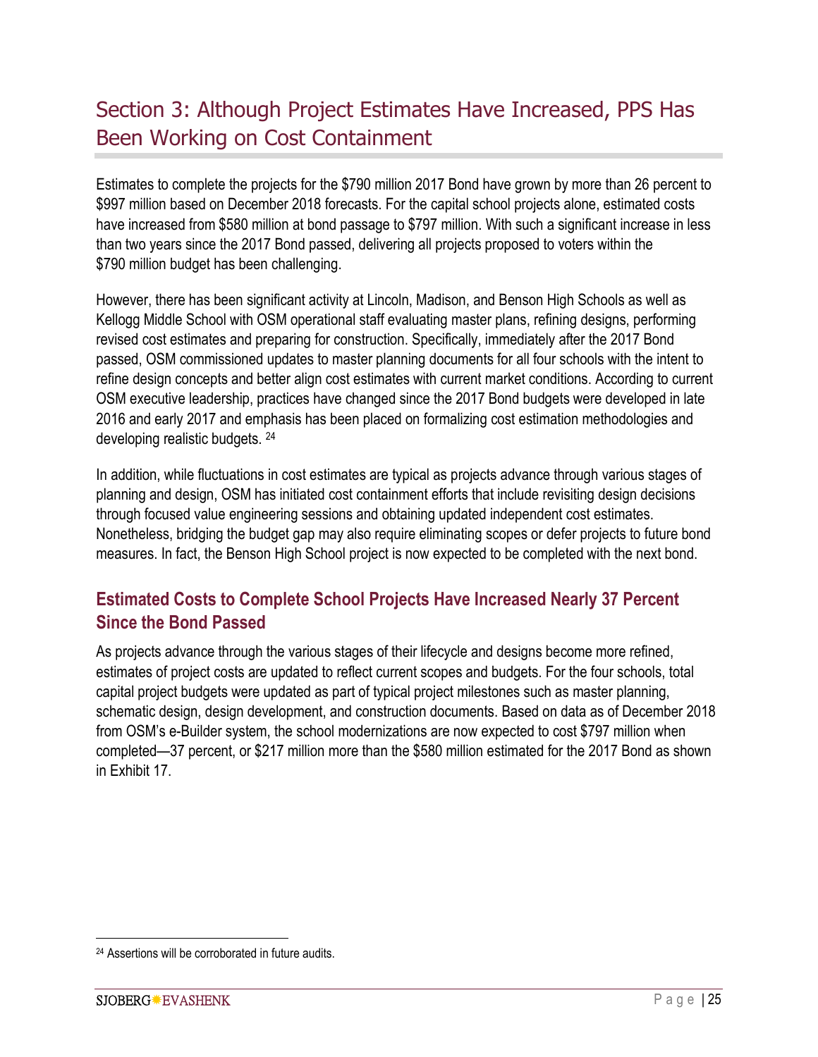# Section 3: Although Project Estimates Have Increased, PPS Has Been Working on Cost Containment

Estimates to complete the projects for the $790 million 2017 Bond have grown by more than 26 percent to $997 million based on December 2018 forecasts. For the capital school projects alone, estimated costs have increased from $580 million at bond passage to $797 million. With such a significant increase in less than two years since the 2017 Bond passed, delivering all projects proposed to voters within the $790 million budget has been challenging.

However, there has been significant activity at Lincoln, Madison, and Benson High Schools as well as Kellogg Middle School with OSM operational staff evaluating master plans, refining designs, performing revised cost estimates and preparing for construction. Specifically, immediately after the 2017 Bond passed, OSM commissioned updates to master planning documents for all four schools with the intent to refine design concepts and better align cost estimates with current market conditions. According to current OSM executive leadership, practices have changed since the 2017 Bond budgets were developed in late 2016 and early 2017 and emphasis has been placed on formalizing cost estimation methodologies and developing realistic budgets. [24]

In addition, while fluctuations in cost estimates are typical as projects advance through various stages of planning and design, OSM has initiated cost containment efforts that include revisiting design decisions through focused value engineering sessions and obtaining updated independent cost estimates. Nonetheless, bridging the budget gap may also require eliminating scopes or defer projects to future bond measures. In fact, the Benson High School project is now expected to be completed with the next bond.

## Estimated Costs to Complete School Projects Have Increased Nearly 37 Percent Since the Bond Passed

As projects advance through the various stages of their lifecycle and designs become more refined, estimates of project costs are updated to reflect current scopes and budgets. For the four schools, total capital project budgets were updated as part of typical project milestones such as master planning, schematic design, design development, and construction documents. Based on data as of December 2018 from OSM's e-Builder system, the school modernizations are now expected to cost $797 million when completed—37 percent, or $217 million more than the $580 million estimated for the 2017 Bond as shown in Exhibit 17.

---

[24] Assertions will be corroborated in future audits.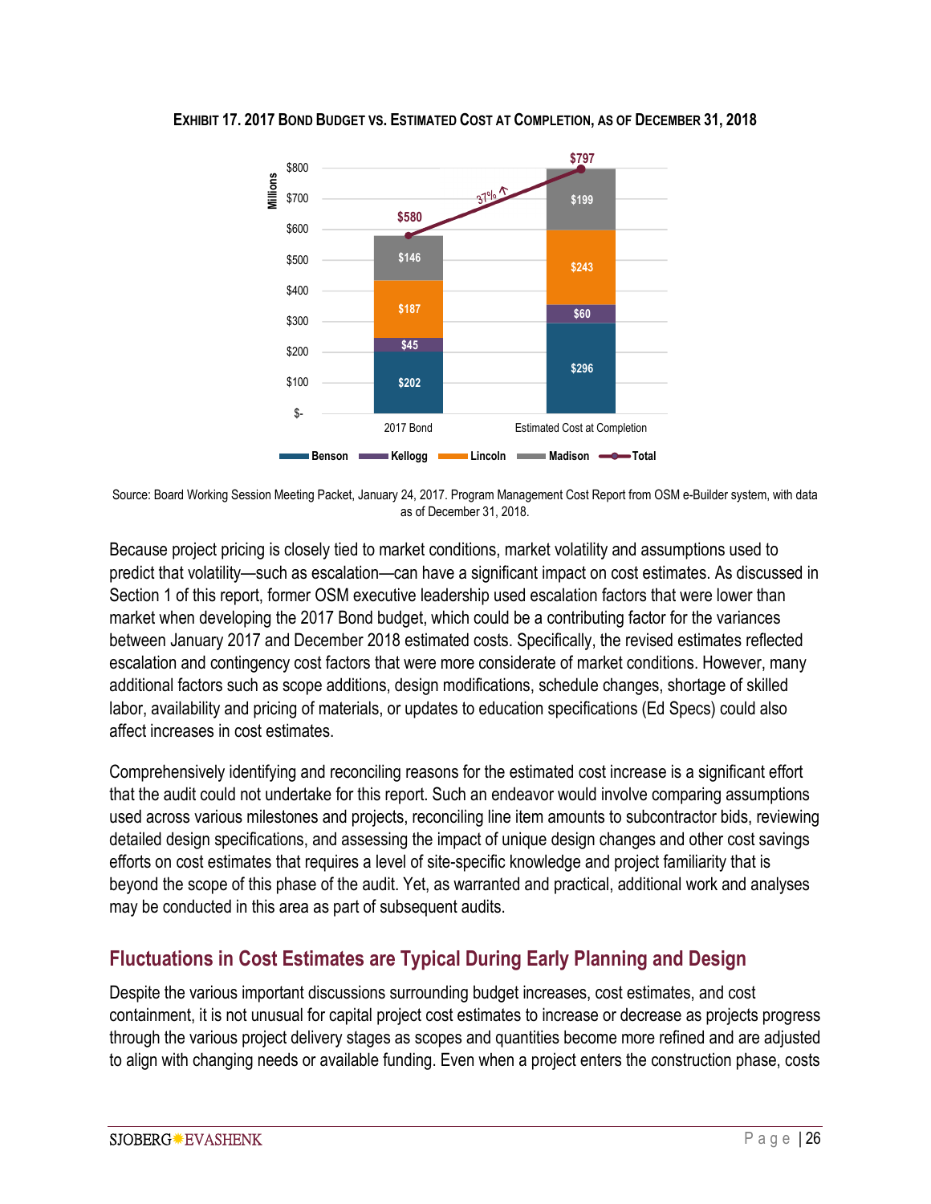**EXHIBIT 17. 2017 BOND BUDGET VS. ESTIMATED COST AT COMPLETION, AS OF DECEMBER 31, 2018**

| Millions | 2017 Bond | Estimated Cost at Completion |
|---|---|---|
| Benson | $202 | $296 |
| Kellogg | $45 | $60 |
| Lincoln | $187 | $243 |
| Madison | $146 | $199 |
| Total | $580 | $797 |

37% ↑

Source: Board Working Session Meeting Packet, January 24, 2017. Program Management Cost Report from OSM e-Builder system, with data as of December 31, 2018.

Because project pricing is closely tied to market conditions, market volatility and assumptions used to predict that volatility—such as escalation—can have a significant impact on cost estimates. As discussed in Section 1 of this report, former OSM executive leadership used escalation factors that were lower than market when developing the 2017 Bond budget, which could be a contributing factor for the variances between January 2017 and December 2018 estimated costs. Specifically, the revised estimates reflected escalation and contingency cost factors that were more considerate of market conditions. However, many additional factors such as scope additions, design modifications, schedule changes, shortage of skilled labor, availability and pricing of materials, or updates to education specifications (Ed Specs) could also affect increases in cost estimates.

Comprehensively identifying and reconciling reasons for the estimated cost increase is a significant effort that the audit could not undertake for this report. Such an endeavor would involve comparing assumptions used across various milestones and projects, reconciling line item amounts to subcontractor bids, reviewing detailed design specifications, and assessing the impact of unique design changes and other cost savings efforts on cost estimates that requires a level of site-specific knowledge and project familiarity that is beyond the scope of this phase of the audit. Yet, as warranted and practical, additional work and analyses may be conducted in this area as part of subsequent audits.

## Fluctuations in Cost Estimates are Typical During Early Planning and Design

Despite the various important discussions surrounding budget increases, cost estimates, and cost containment, it is not unusual for capital project cost estimates to increase or decrease as projects progress through the various project delivery stages as scopes and quantities become more refined and are adjusted to align with changing needs or available funding. Even when a project enters the construction phase, costs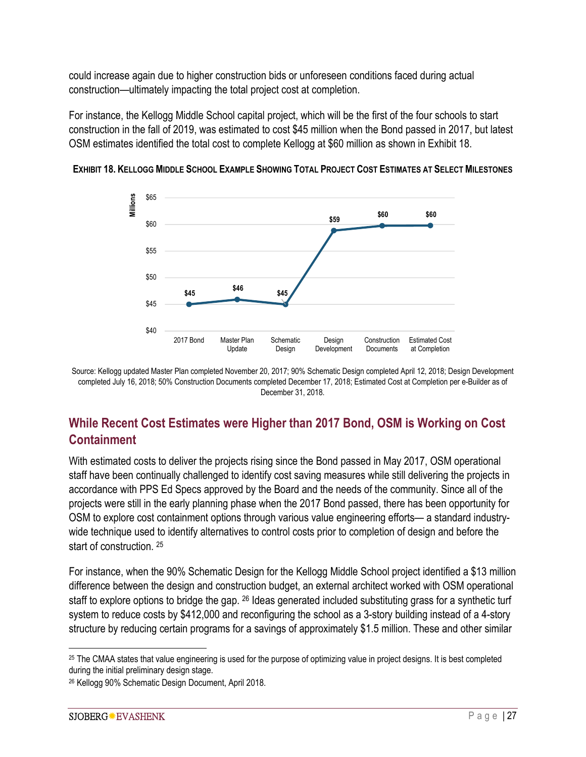could increase again due to higher construction bids or unforeseen conditions faced during actual construction—ultimately impacting the total project cost at completion.

For instance, the Kellogg Middle School capital project, which will be the first of the four schools to start construction in the fall of 2019, was estimated to cost $45 million when the Bond passed in 2017, but latest OSM estimates identified the total cost to complete Kellogg at $60 million as shown in Exhibit 18.

**EXHIBIT 18. KELLOGG MIDDLE SCHOOL EXAMPLE SHOWING TOTAL PROJECT COST ESTIMATES AT SELECT MILESTONES**

| Milestone | Cost (Millions) |
|---|---|
| 2017 Bond | $45 |
| Master Plan Update | $46 |
| Schematic Design | $45 |
| Design Development | $59 |
| Construction Documents | $60 |
| Estimated Cost at Completion | $60 |

Source: Kellogg updated Master Plan completed November 20, 2017; 90% Schematic Design completed April 12, 2018; Design Development completed July 16, 2018; 50% Construction Documents completed December 17, 2018; Estimated Cost at Completion per e-Builder as of December 31, 2018.

## While Recent Cost Estimates were Higher than 2017 Bond, OSM is Working on Cost Containment

With estimated costs to deliver the projects rising since the Bond passed in May 2017, OSM operational staff have been continually challenged to identify cost saving measures while still delivering the projects in accordance with PPS Ed Specs approved by the Board and the needs of the community. Since all of the projects were still in the early planning phase when the 2017 Bond passed, there has been opportunity for OSM to explore cost containment options through various value engineering efforts— a standard industry-wide technique used to identify alternatives to control costs prior to completion of design and before the start of construction. [25]

For instance, when the 90% Schematic Design for the Kellogg Middle School project identified a $13 million difference between the design and construction budget, an external architect worked with OSM operational staff to explore options to bridge the gap. [26] Ideas generated included substituting grass for a synthetic turf system to reduce costs by $412,000 and reconfiguring the school as a 3-story building instead of a 4-story structure by reducing certain programs for a savings of approximately $1.5 million. These and other similar

[25] The CMAA states that value engineering is used for the purpose of optimizing value in project designs. It is best completed during the initial preliminary design stage.

[26] Kellogg 90% Schematic Design Document, April 2018.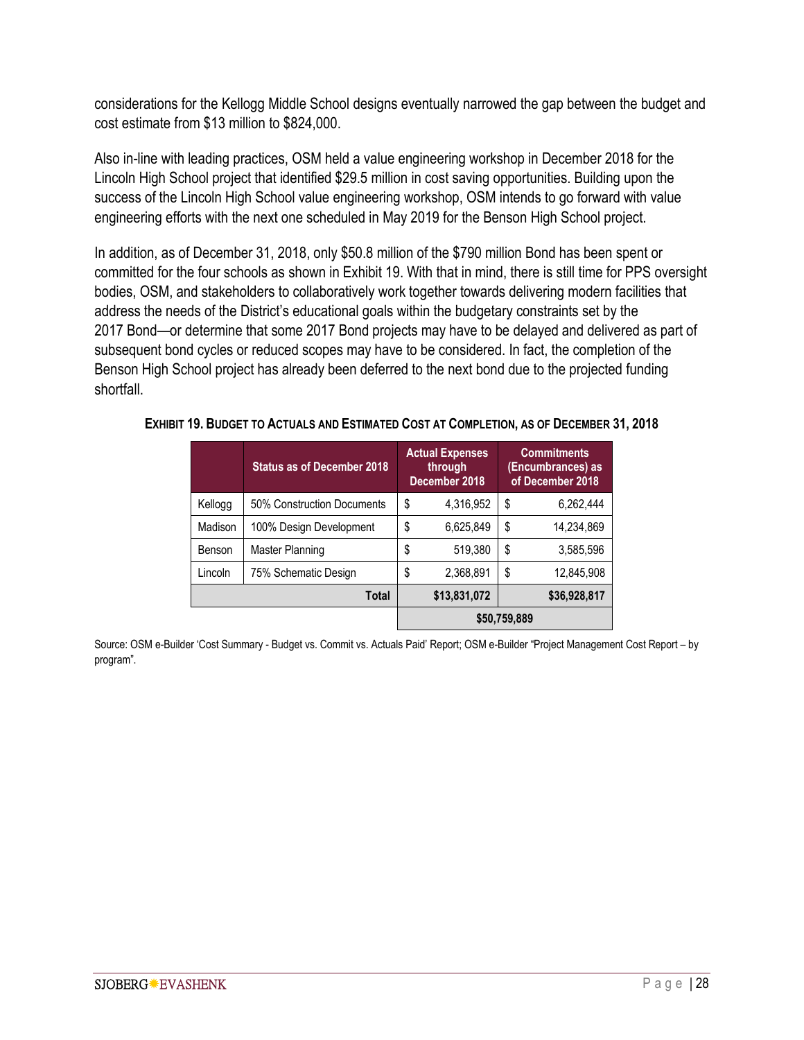considerations for the Kellogg Middle School designs eventually narrowed the gap between the budget and cost estimate from $13 million to $824,000.

Also in-line with leading practices, OSM held a value engineering workshop in December 2018 for the Lincoln High School project that identified $29.5 million in cost saving opportunities. Building upon the success of the Lincoln High School value engineering workshop, OSM intends to go forward with value engineering efforts with the next one scheduled in May 2019 for the Benson High School project.

In addition, as of December 31, 2018, only $50.8 million of the $790 million Bond has been spent or committed for the four schools as shown in Exhibit 19. With that in mind, there is still time for PPS oversight bodies, OSM, and stakeholders to collaboratively work together towards delivering modern facilities that address the needs of the District's educational goals within the budgetary constraints set by the 2017 Bond—or determine that some 2017 Bond projects may have to be delayed and delivered as part of subsequent bond cycles or reduced scopes may have to be considered. In fact, the completion of the Benson High School project has already been deferred to the next bond due to the projected funding shortfall.

**EXHIBIT 19. BUDGET TO ACTUALS AND ESTIMATED COST AT COMPLETION, AS OF DECEMBER 31, 2018**

| | Status as of December 2018 | Actual Expenses through December 2018 | Commitments (Encumbrances) as of December 2018 |
|---|---|---|---|
| Kellogg | 50% Construction Documents | $ 4,316,952 | $ 6,262,444 |
| Madison | 100% Design Development | $ 6,625,849 | $ 14,234,869 |
| Benson | Master Planning | $ 519,380 | $ 3,585,596 |
| Lincoln | 75% Schematic Design | $ 2,368,891 | $ 12,845,908 |
| | **Total** | **$13,831,072** | **$36,928,817** |
| | | **$50,759,889** | |

Source: OSM e-Builder 'Cost Summary - Budget vs. Commit vs. Actuals Paid' Report; OSM e-Builder "Project Management Cost Report – by program".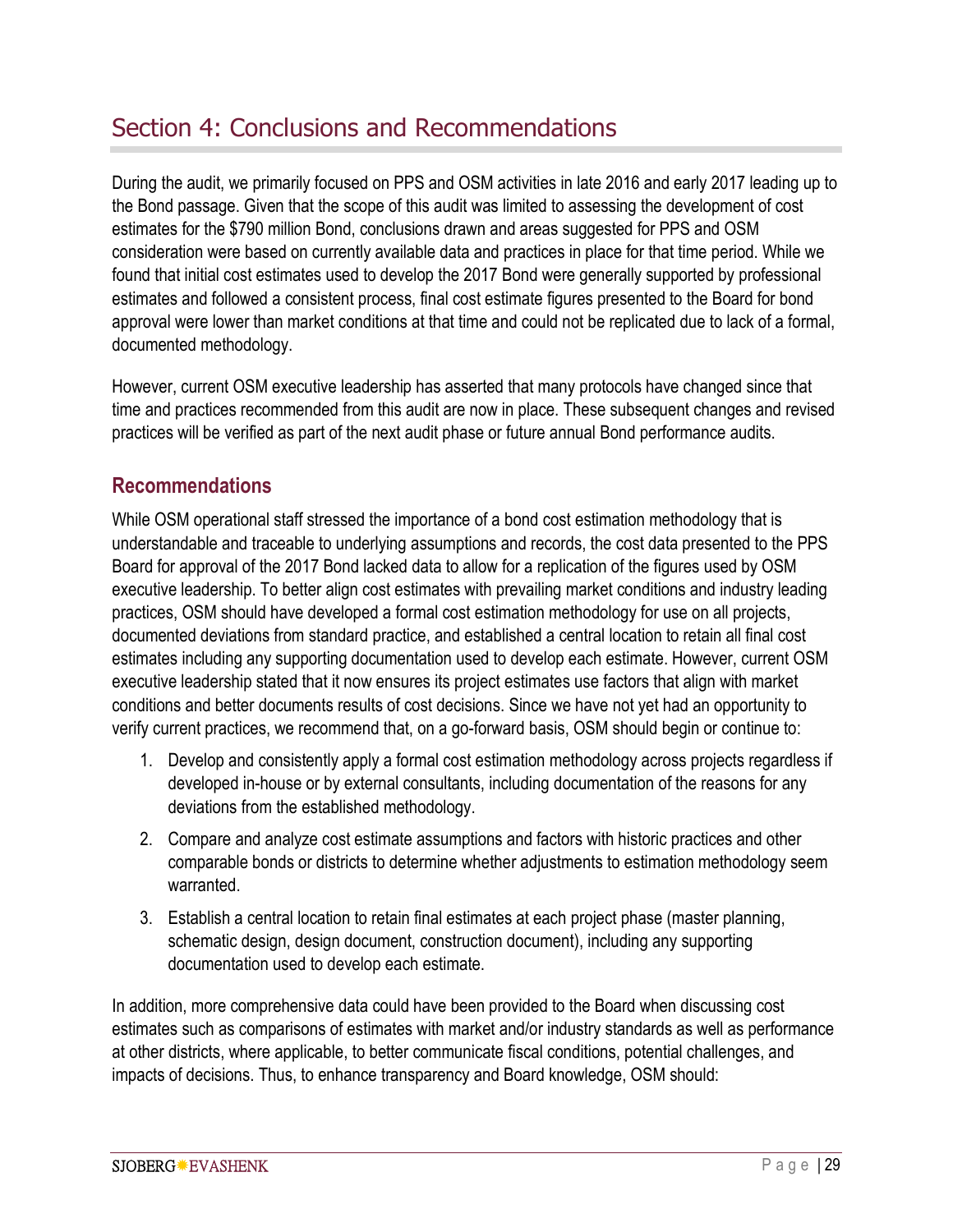# Section 4: Conclusions and Recommendations

During the audit, we primarily focused on PPS and OSM activities in late 2016 and early 2017 leading up to the Bond passage. Given that the scope of this audit was limited to assessing the development of cost estimates for the $790 million Bond, conclusions drawn and areas suggested for PPS and OSM consideration were based on currently available data and practices in place for that time period. While we found that initial cost estimates used to develop the 2017 Bond were generally supported by professional estimates and followed a consistent process, final cost estimate figures presented to the Board for bond approval were lower than market conditions at that time and could not be replicated due to lack of a formal, documented methodology.

However, current OSM executive leadership has asserted that many protocols have changed since that time and practices recommended from this audit are now in place. These subsequent changes and revised practices will be verified as part of the next audit phase or future annual Bond performance audits.

## Recommendations

While OSM operational staff stressed the importance of a bond cost estimation methodology that is understandable and traceable to underlying assumptions and records, the cost data presented to the PPS Board for approval of the 2017 Bond lacked data to allow for a replication of the figures used by OSM executive leadership. To better align cost estimates with prevailing market conditions and industry leading practices, OSM should have developed a formal cost estimation methodology for use on all projects, documented deviations from standard practice, and established a central location to retain all final cost estimates including any supporting documentation used to develop each estimate. However, current OSM executive leadership stated that it now ensures its project estimates use factors that align with market conditions and better documents results of cost decisions. Since we have not yet had an opportunity to verify current practices, we recommend that, on a go-forward basis, OSM should begin or continue to:

1. Develop and consistently apply a formal cost estimation methodology across projects regardless if developed in-house or by external consultants, including documentation of the reasons for any deviations from the established methodology.
2. Compare and analyze cost estimate assumptions and factors with historic practices and other comparable bonds or districts to determine whether adjustments to estimation methodology seem warranted.
3. Establish a central location to retain final estimates at each project phase (master planning, schematic design, design document, construction document), including any supporting documentation used to develop each estimate.

In addition, more comprehensive data could have been provided to the Board when discussing cost estimates such as comparisons of estimates with market and/or industry standards as well as performance at other districts, where applicable, to better communicate fiscal conditions, potential challenges, and impacts of decisions. Thus, to enhance transparency and Board knowledge, OSM should: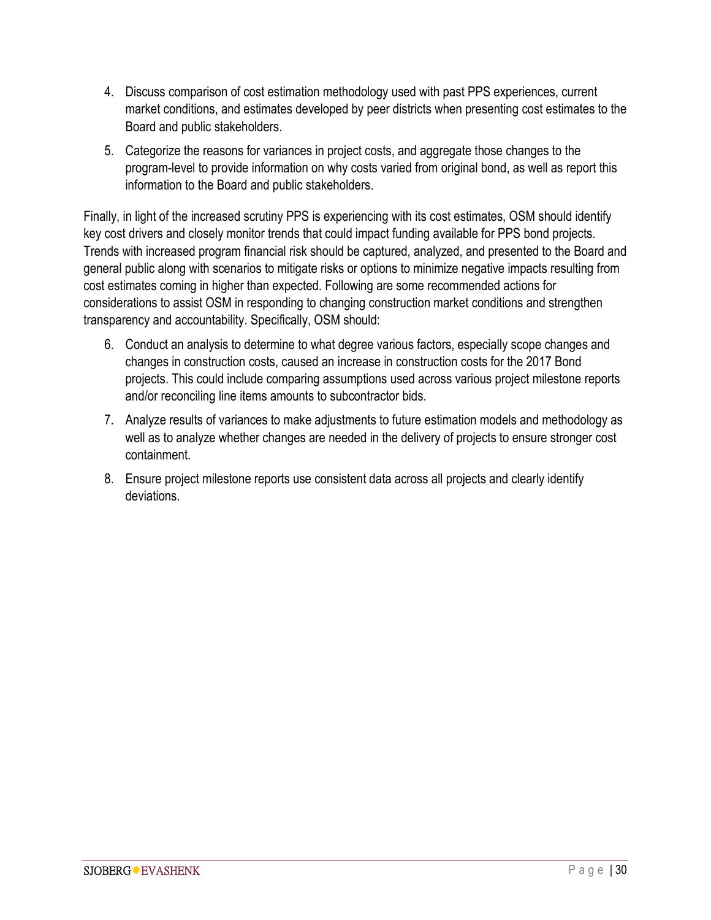4. Discuss comparison of cost estimation methodology used with past PPS experiences, current market conditions, and estimates developed by peer districts when presenting cost estimates to the Board and public stakeholders.
5. Categorize the reasons for variances in project costs, and aggregate those changes to the program-level to provide information on why costs varied from original bond, as well as report this information to the Board and public stakeholders.

Finally, in light of the increased scrutiny PPS is experiencing with its cost estimates, OSM should identify key cost drivers and closely monitor trends that could impact funding available for PPS bond projects. Trends with increased program financial risk should be captured, analyzed, and presented to the Board and general public along with scenarios to mitigate risks or options to minimize negative impacts resulting from cost estimates coming in higher than expected. Following are some recommended actions for considerations to assist OSM in responding to changing construction market conditions and strengthen transparency and accountability. Specifically, OSM should:

6. Conduct an analysis to determine to what degree various factors, especially scope changes and changes in construction costs, caused an increase in construction costs for the 2017 Bond projects. This could include comparing assumptions used across various project milestone reports and/or reconciling line items amounts to subcontractor bids.
7. Analyze results of variances to make adjustments to future estimation models and methodology as well as to analyze whether changes are needed in the delivery of projects to ensure stronger cost containment.
8. Ensure project milestone reports use consistent data across all projects and clearly identify deviations.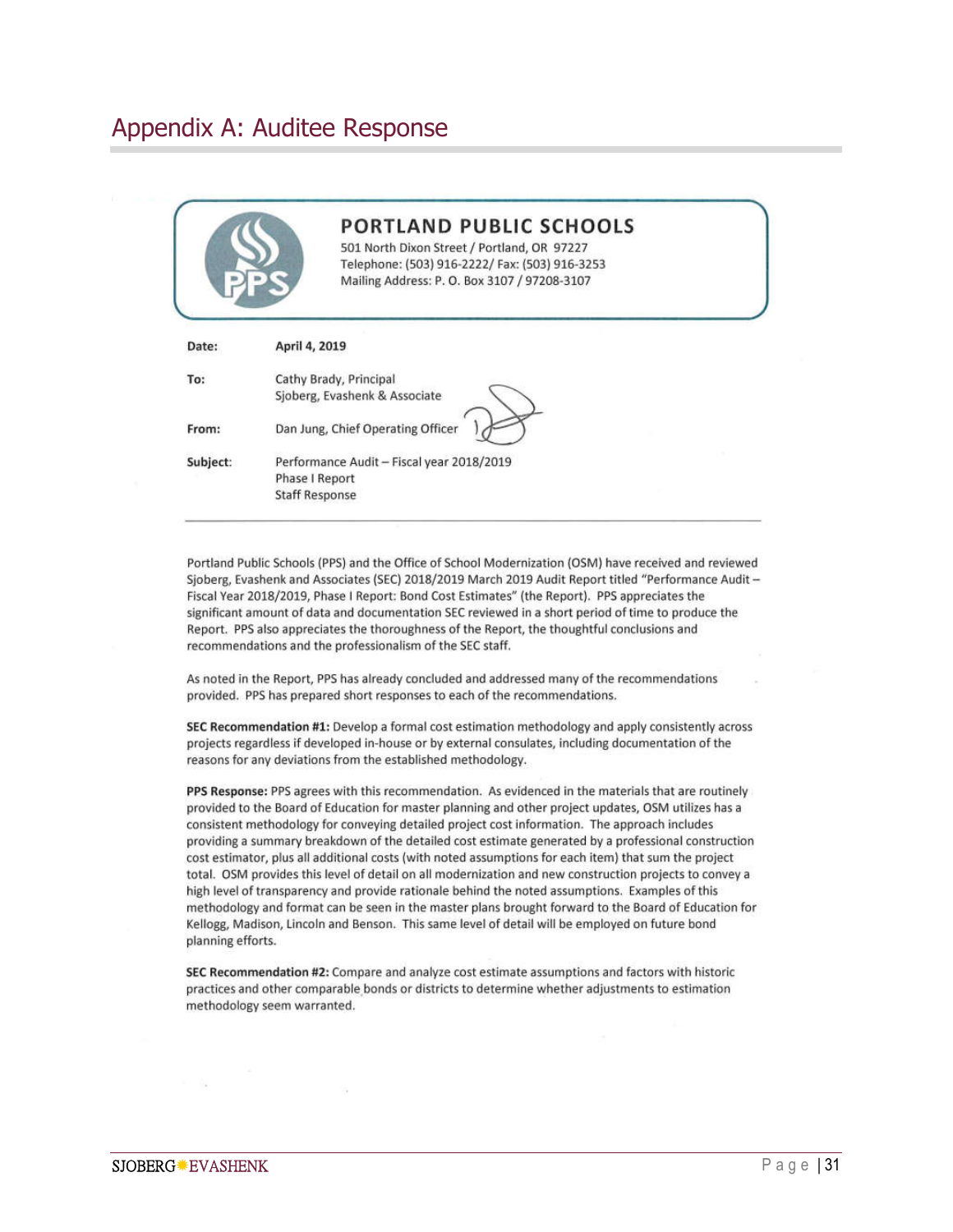# Appendix A: Auditee Response

**PORTLAND PUBLIC SCHOOLS**
501 North Dixon Street / Portland, OR 97227
Telephone: (503) 916-2222/ Fax: (503) 916-3253
Mailing Address: P. O. Box 3107 / 97208-3107

**Date:** **April 4, 2019**

**To:** Cathy Brady, Principal
Sjoberg, Evashenk & Associate

**From:** Dan Jung, Chief Operating Officer

**Subject:** Performance Audit – Fiscal year 2018/2019
Phase I Report
Staff Response

---

Portland Public Schools (PPS) and the Office of School Modernization (OSM) have received and reviewed Sjoberg, Evashenk and Associates (SEC) 2018/2019 March 2019 Audit Report titled "Performance Audit – Fiscal Year 2018/2019, Phase I Report: Bond Cost Estimates" (the Report). PPS appreciates the significant amount of data and documentation SEC reviewed in a short period of time to produce the Report. PPS also appreciates the thoroughness of the Report, the thoughtful conclusions and recommendations and the professionalism of the SEC staff.

As noted in the Report, PPS has already concluded and addressed many of the recommendations provided. PPS has prepared short responses to each of the recommendations.

**SEC Recommendation #1:** Develop a formal cost estimation methodology and apply consistently across projects regardless if developed in-house or by external consulates, including documentation of the reasons for any deviations from the established methodology.

**PPS Response:** PPS agrees with this recommendation. As evidenced in the materials that are routinely provided to the Board of Education for master planning and other project updates, OSM utilizes has a consistent methodology for conveying detailed project cost information. The approach includes providing a summary breakdown of the detailed cost estimate generated by a professional construction cost estimator, plus all additional costs (with noted assumptions for each item) that sum the project total. OSM provides this level of detail on all modernization and new construction projects to convey a high level of transparency and provide rationale behind the noted assumptions. Examples of this methodology and format can be seen in the master plans brought forward to the Board of Education for Kellogg, Madison, Lincoln and Benson. This same level of detail will be employed on future bond planning efforts.

**SEC Recommendation #2:** Compare and analyze cost estimate assumptions and factors with historic practices and other comparable bonds or districts to determine whether adjustments to estimation methodology seem warranted.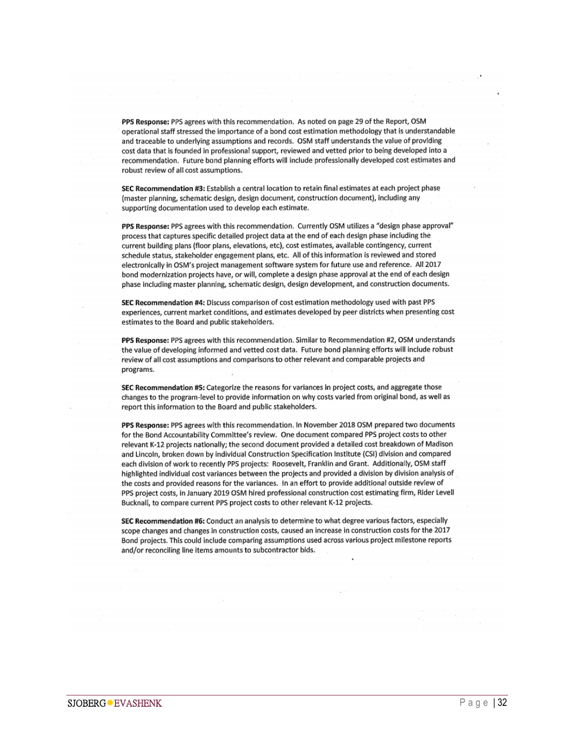**PPS Response:** PPS agrees with this recommendation. As noted on page 29 of the Report, OSM operational staff stressed the importance of a bond cost estimation methodology that is understandable and traceable to underlying assumptions and records. OSM staff understands the value of providing cost data that is founded in professional support, reviewed and vetted prior to being developed into a recommendation. Future bond planning efforts will include professionally developed cost estimates and robust review of all cost assumptions.

**SEC Recommendation #3:** Establish a central location to retain final estimates at each project phase (master planning, schematic design, design document, construction document), including any supporting documentation used to develop each estimate.

**PPS Response:** PPS agrees with this recommendation. Currently OSM utilizes a "design phase approval" process that captures specific detailed project data at the end of each design phase including the current building plans (floor plans, elevations, etc), cost estimates, available contingency, current schedule status, stakeholder engagement plans, etc. All of this information is reviewed and stored electronically in OSM's project management software system for future use and reference. All 2017 bond modernization projects have, or will, complete a design phase approval at the end of each design phase including master planning, schematic design, design development, and construction documents.

**SEC Recommendation #4:** Discuss comparison of cost estimation methodology used with past PPS experiences, current market conditions, and estimates developed by peer districts when presenting cost estimates to the Board and public stakeholders.

**PPS Response:** PPS agrees with this recommendation. Similar to Recommendation #2, OSM understands the value of developing informed and vetted cost data. Future bond planning efforts will include robust review of all cost assumptions and comparisons to other relevant and comparable projects and programs.

**SEC Recommendation #5:** Categorize the reasons for variances in project costs, and aggregate those changes to the program-level to provide information on why costs varied from original bond, as well as report this information to the Board and public stakeholders.

**PPS Response:** PPS agrees with this recommendation. In November 2018 OSM prepared two documents for the Bond Accountability Committee's review. One document compared PPS project costs to other relevant K-12 projects nationally; the second document provided a detailed cost breakdown of Madison and Lincoln, broken down by individual Construction Specification Institute (CSI) division and compared each division of work to recently PPS projects: Roosevelt, Franklin and Grant. Additionally, OSM staff highlighted individual cost variances between the projects and provided a division by division analysis of the costs and provided reasons for the variances. In an effort to provide additional outside review of PPS project costs, in January 2019 OSM hired professional construction cost estimating firm, Rider Levell Bucknall, to compare current PPS project costs to other relevant K-12 projects.

**SEC Recommendation #6:** Conduct an analysis to determine to what degree various factors, especially scope changes and changes in construction costs, caused an increase in construction costs for the 2017 Bond projects. This could include comparing assumptions used across various project milestone reports and/or reconciling line items amounts to subcontractor bids.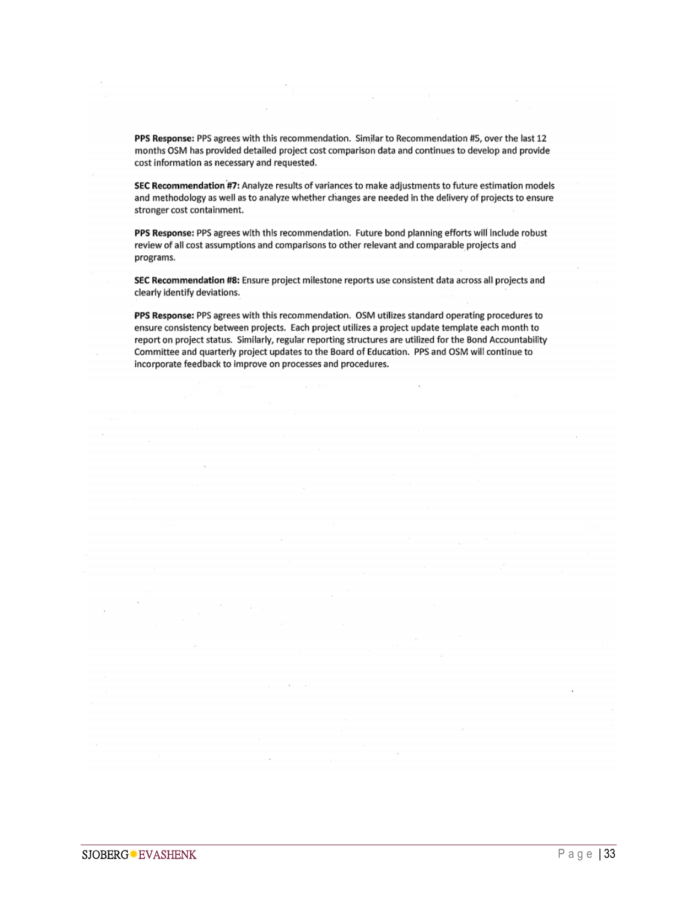**PPS Response:** PPS agrees with this recommendation. Similar to Recommendation #5, over the last 12 months OSM has provided detailed project cost comparison data and continues to develop and provide cost information as necessary and requested.

**SEC Recommendation #7:** Analyze results of variances to make adjustments to future estimation models and methodology as well as to analyze whether changes are needed in the delivery of projects to ensure stronger cost containment.

**PPS Response:** PPS agrees with this recommendation. Future bond planning efforts will include robust review of all cost assumptions and comparisons to other relevant and comparable projects and programs.

**SEC Recommendation #8:** Ensure project milestone reports use consistent data across all projects and clearly identify deviations.

**PPS Response:** PPS agrees with this recommendation. OSM utilizes standard operating procedures to ensure consistency between projects. Each project utilizes a project update template each month to report on project status. Similarly, regular reporting structures are utilized for the Bond Accountability Committee and quarterly project updates to the Board of Education. PPS and OSM will continue to incorporate feedback to improve on processes and procedures.